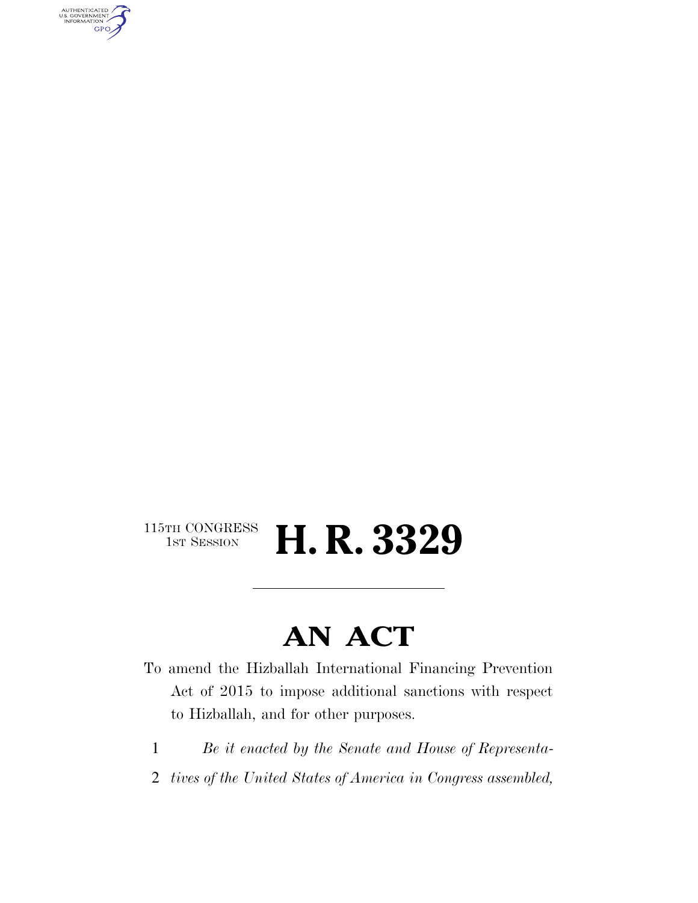115TH CONGRESS
1ST SESSION

# H. R. 3329

---

# AN ACT

To amend the Hizballah International Financing Prevention Act of 2015 to impose additional sanctions with respect to Hizballah, and for other purposes.

1 *Be it enacted by the Senate and House of Representa-*
2 *tives of the United States of America in Congress assembled,*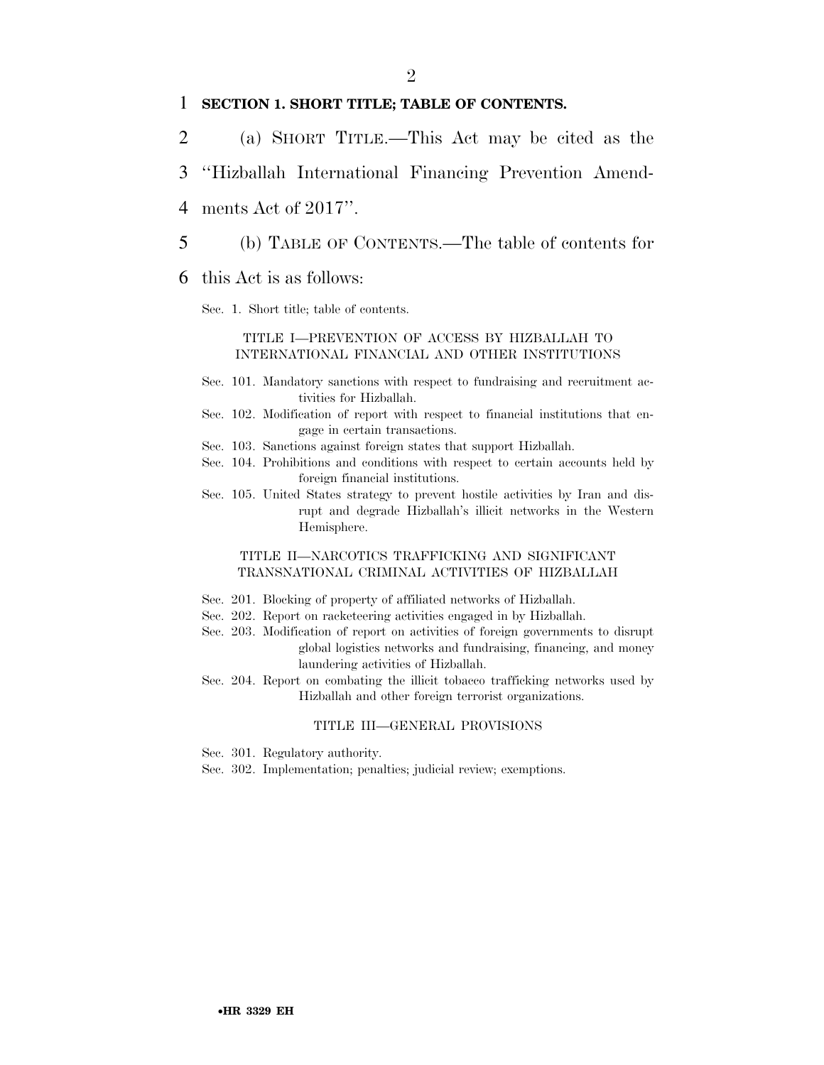**SECTION 1. SHORT TITLE; TABLE OF CONTENTS.**

(a) SHORT TITLE.—This Act may be cited as the ''Hizballah International Financing Prevention Amendments Act of 2017''.

(b) TABLE OF CONTENTS.—The table of contents for this Act is as follows:

Sec. 1. Short title; table of contents.

TITLE I—PREVENTION OF ACCESS BY HIZBALLAH TO INTERNATIONAL FINANCIAL AND OTHER INSTITUTIONS

Sec. 101. Mandatory sanctions with respect to fundraising and recruitment activities for Hizballah.

Sec. 102. Modification of report with respect to financial institutions that engage in certain transactions.

Sec. 103. Sanctions against foreign states that support Hizballah.

Sec. 104. Prohibitions and conditions with respect to certain accounts held by foreign financial institutions.

Sec. 105. United States strategy to prevent hostile activities by Iran and disrupt and degrade Hizballah's illicit networks in the Western Hemisphere.

TITLE II—NARCOTICS TRAFFICKING AND SIGNIFICANT TRANSNATIONAL CRIMINAL ACTIVITIES OF HIZBALLAH

Sec. 201. Blocking of property of affiliated networks of Hizballah.

Sec. 202. Report on racketeering activities engaged in by Hizballah.

Sec. 203. Modification of report on activities of foreign governments to disrupt global logistics networks and fundraising, financing, and money laundering activities of Hizballah.

Sec. 204. Report on combating the illicit tobacco trafficking networks used by Hizballah and other foreign terrorist organizations.

TITLE III—GENERAL PROVISIONS

Sec. 301. Regulatory authority.

Sec. 302. Implementation; penalties; judicial review; exemptions.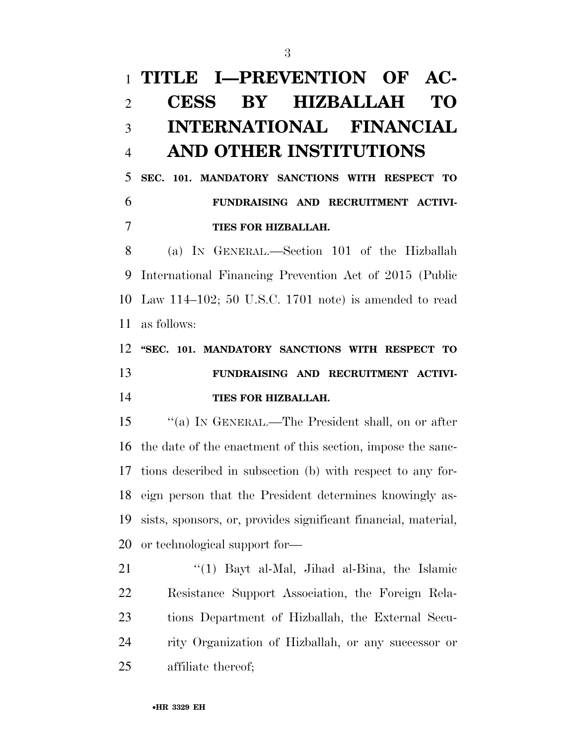# TITLE I—PREVENTION OF ACCESS BY HIZBALLAH TO INTERNATIONAL FINANCIAL AND OTHER INSTITUTIONS

## SEC. 101. MANDATORY SANCTIONS WITH RESPECT TO FUNDRAISING AND RECRUITMENT ACTIVITIES FOR HIZBALLAH.

(a) IN GENERAL.—Section 101 of the Hizballah International Financing Prevention Act of 2015 (Public Law 114–102; 50 U.S.C. 1701 note) is amended to read as follows:

**"SEC. 101. MANDATORY SANCTIONS WITH RESPECT TO FUNDRAISING AND RECRUITMENT ACTIVITIES FOR HIZBALLAH.**

"(a) IN GENERAL.—The President shall, on or after the date of the enactment of this section, impose the sanctions described in subsection (b) with respect to any foreign person that the President determines knowingly assists, sponsors, or, provides significant financial, material, or technological support for—

"(1) Bayt al-Mal, Jihad al-Bina, the Islamic Resistance Support Association, the Foreign Relations Department of Hizballah, the External Security Organization of Hizballah, or any successor or affiliate thereof;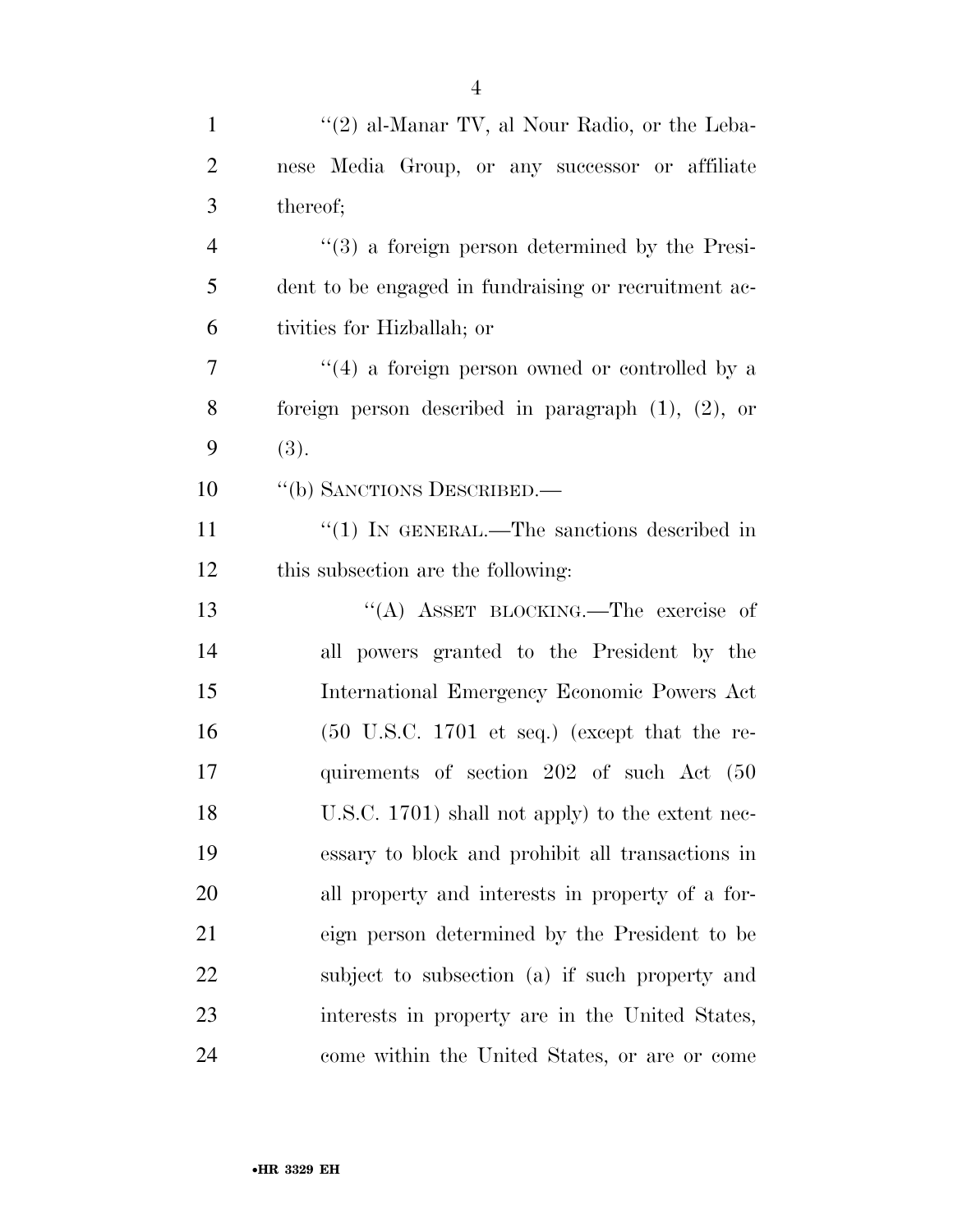"(2) al-Manar TV, al Nour Radio, or the Lebanese Media Group, or any successor or affiliate thereof;

"(3) a foreign person determined by the President to be engaged in fundraising or recruitment activities for Hizballah; or

"(4) a foreign person owned or controlled by a foreign person described in paragraph (1), (2), or (3).

"(b) SANCTIONS DESCRIBED.—

"(1) IN GENERAL.—The sanctions described in this subsection are the following:

"(A) ASSET BLOCKING.—The exercise of all powers granted to the President by the International Emergency Economic Powers Act (50 U.S.C. 1701 et seq.) (except that the requirements of section 202 of such Act (50 U.S.C. 1701) shall not apply) to the extent necessary to block and prohibit all transactions in all property and interests in property of a foreign person determined by the President to be subject to subsection (a) if such property and interests in property are in the United States, come within the United States, or are or come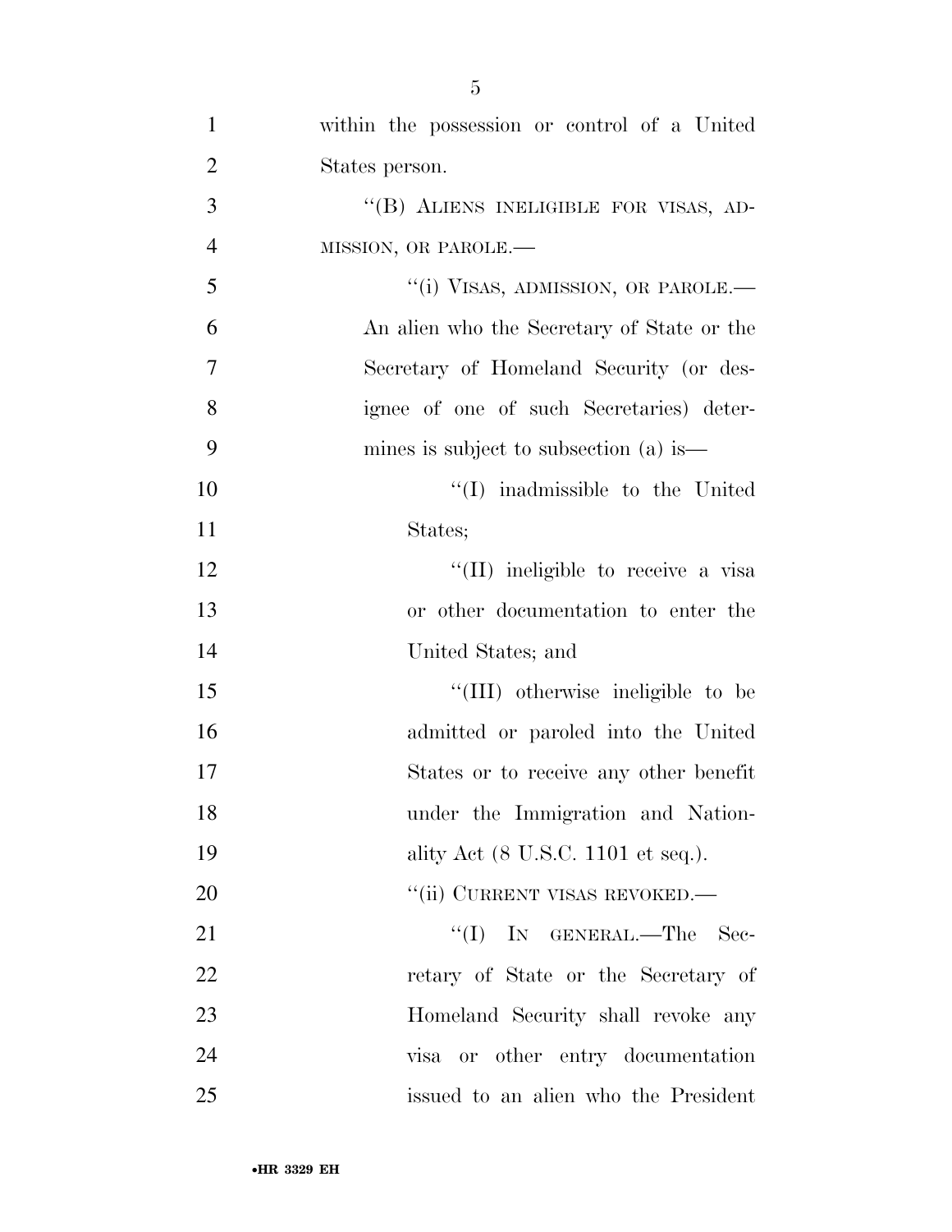within the possession or control of a United States person.

"(B) ALIENS INELIGIBLE FOR VISAS, ADMISSION, OR PAROLE.—

"(i) VISAS, ADMISSION, OR PAROLE.— An alien who the Secretary of State or the Secretary of Homeland Security (or designee of one of such Secretaries) determines is subject to subsection (a) is—

"(I) inadmissible to the United States;

"(II) ineligible to receive a visa or other documentation to enter the United States; and

"(III) otherwise ineligible to be admitted or paroled into the United States or to receive any other benefit under the Immigration and Nationality Act (8 U.S.C. 1101 et seq.).

"(ii) CURRENT VISAS REVOKED.—

"(I) IN GENERAL.—The Secretary of State or the Secretary of Homeland Security shall revoke any visa or other entry documentation issued to an alien who the President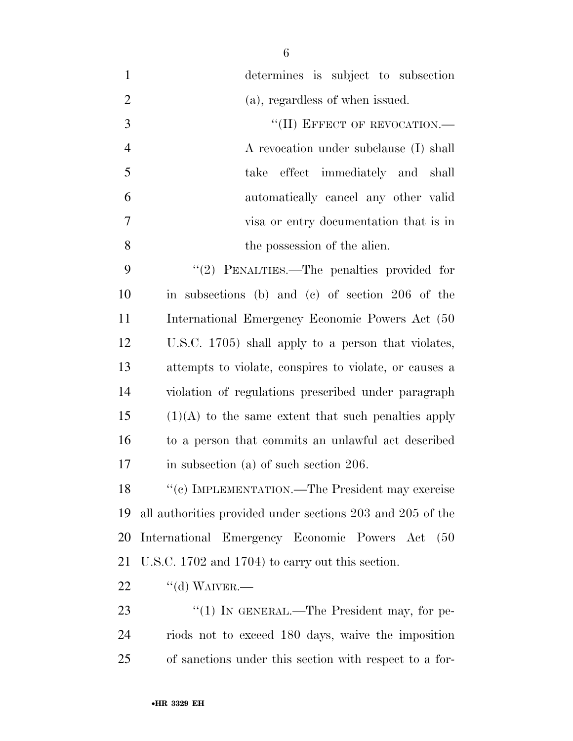determines is subject to subsection (a), regardless of when issued.

"(II) EFFECT OF REVOCATION.—A revocation under subclause (I) shall take effect immediately and shall automatically cancel any other valid visa or entry documentation that is in the possession of the alien.

"(2) PENALTIES.—The penalties provided for in subsections (b) and (c) of section 206 of the International Emergency Economic Powers Act (50 U.S.C. 1705) shall apply to a person that violates, attempts to violate, conspires to violate, or causes a violation of regulations prescribed under paragraph (1)(A) to the same extent that such penalties apply to a person that commits an unlawful act described in subsection (a) of such section 206.

"(c) IMPLEMENTATION.—The President may exercise all authorities provided under sections 203 and 205 of the International Emergency Economic Powers Act (50 U.S.C. 1702 and 1704) to carry out this section.

"(d) WAIVER.—

"(1) IN GENERAL.—The President may, for periods not to exceed 180 days, waive the imposition of sanctions under this section with respect to a for-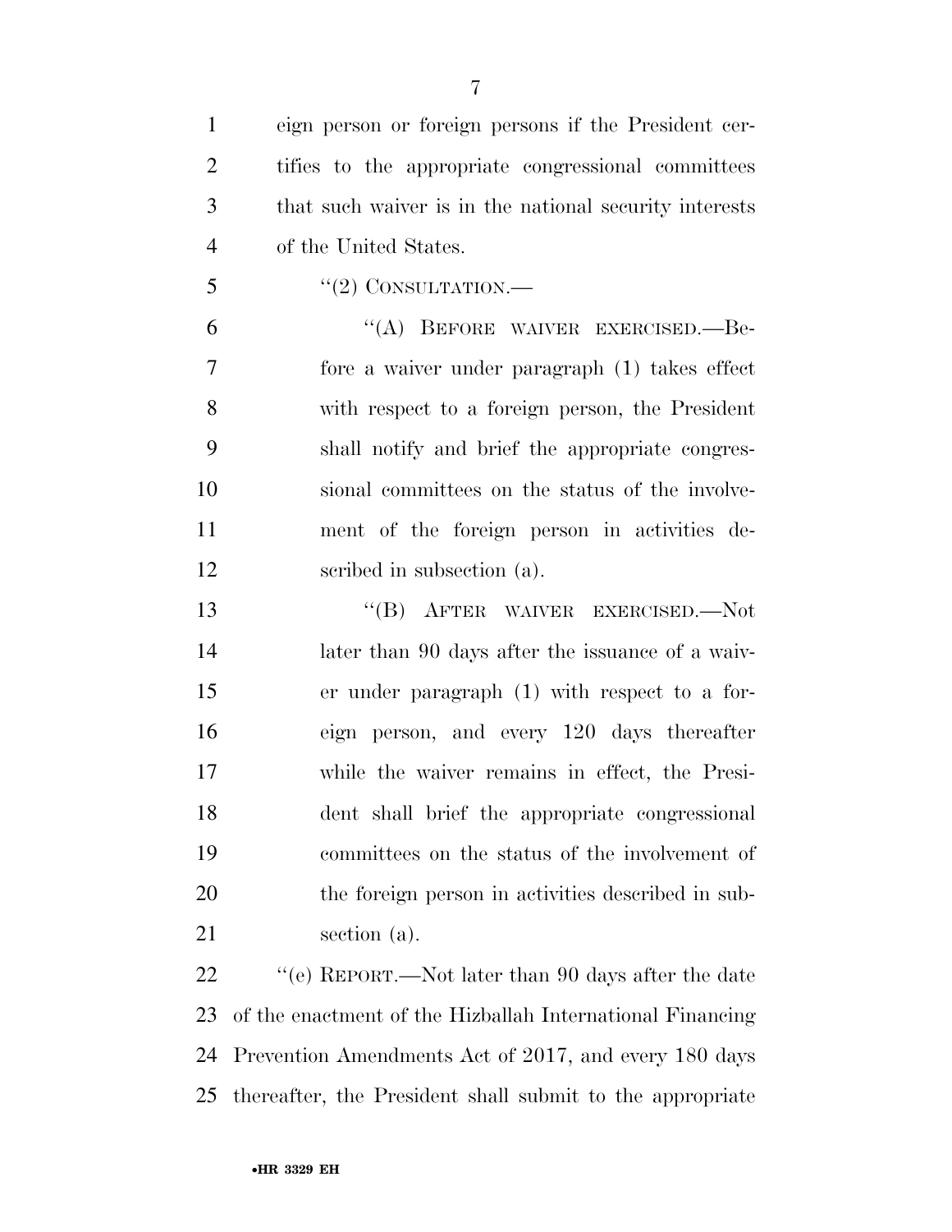eign person or foreign persons if the President certifies to the appropriate congressional committees that such waiver is in the national security interests of the United States.

"(2) CONSULTATION.—

"(A) BEFORE WAIVER EXERCISED.—Before a waiver under paragraph (1) takes effect with respect to a foreign person, the President shall notify and brief the appropriate congressional committees on the status of the involvement of the foreign person in activities described in subsection (a).

"(B) AFTER WAIVER EXERCISED.—Not later than 90 days after the issuance of a waiver under paragraph (1) with respect to a foreign person, and every 120 days thereafter while the waiver remains in effect, the President shall brief the appropriate congressional committees on the status of the involvement of the foreign person in activities described in subsection (a).

"(e) REPORT.—Not later than 90 days after the date of the enactment of the Hizballah International Financing Prevention Amendments Act of 2017, and every 180 days thereafter, the President shall submit to the appropriate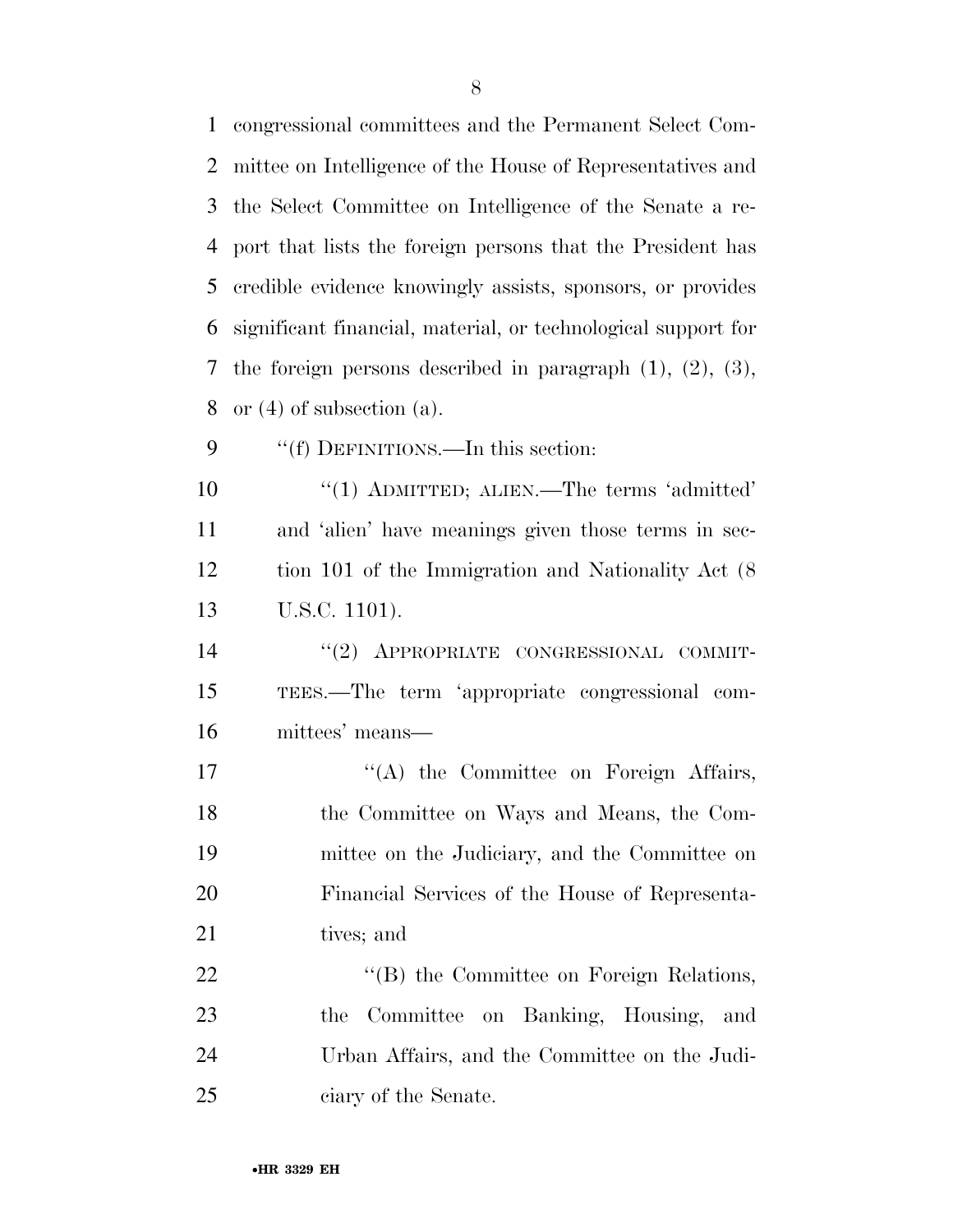congressional committees and the Permanent Select Committee on Intelligence of the House of Representatives and the Select Committee on Intelligence of the Senate a report that lists the foreign persons that the President has credible evidence knowingly assists, sponsors, or provides significant financial, material, or technological support for the foreign persons described in paragraph (1), (2), (3), or (4) of subsection (a).

''(f) DEFINITIONS.—In this section:

''(1) ADMITTED; ALIEN.—The terms 'admitted' and 'alien' have meanings given those terms in section 101 of the Immigration and Nationality Act (8 U.S.C. 1101).

''(2) APPROPRIATE CONGRESSIONAL COMMITTEES.—The term 'appropriate congressional committees' means—

''(A) the Committee on Foreign Affairs, the Committee on Ways and Means, the Committee on the Judiciary, and the Committee on Financial Services of the House of Representatives; and

''(B) the Committee on Foreign Relations, the Committee on Banking, Housing, and Urban Affairs, and the Committee on the Judiciary of the Senate.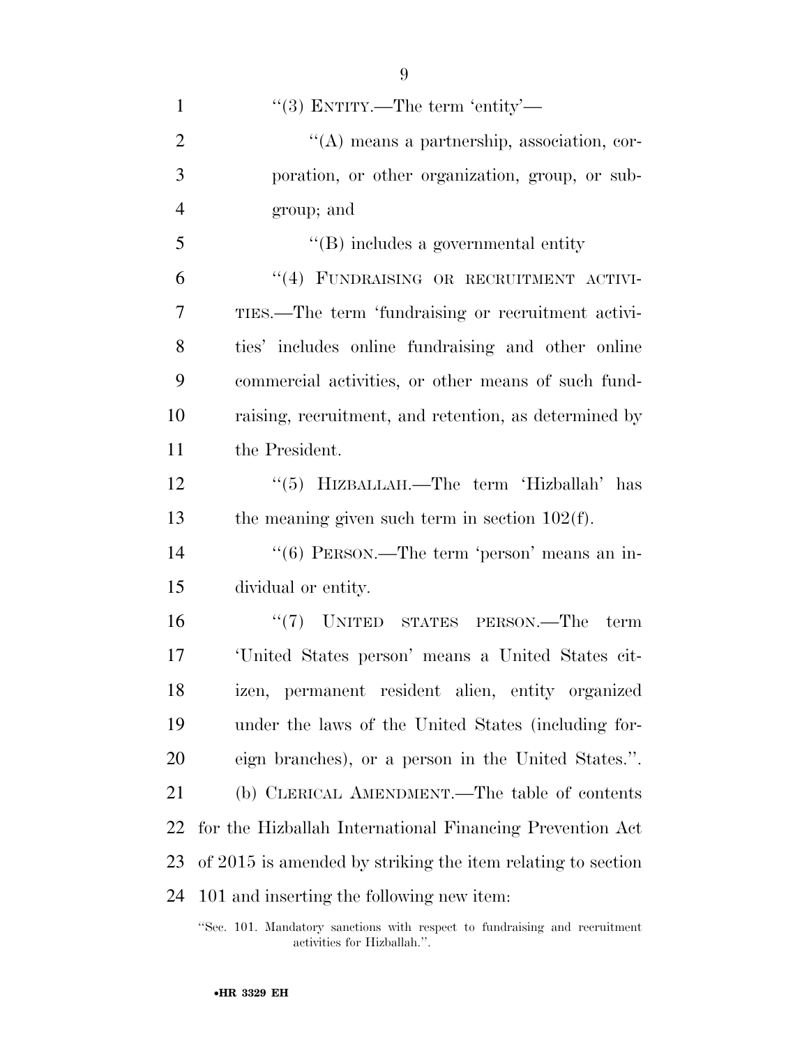"(3) ENTITY.—The term 'entity'—

"(A) means a partnership, association, corporation, or other organization, group, or subgroup; and

"(B) includes a governmental entity

"(4) FUNDRAISING OR RECRUITMENT ACTIVITIES.—The term 'fundraising or recruitment activities' includes online fundraising and other online commercial activities, or other means of such fundraising, recruitment, and retention, as determined by the President.

"(5) HIZBALLAH.—The term 'Hizballah' has the meaning given such term in section 102(f).

"(6) PERSON.—The term 'person' means an individual or entity.

"(7) UNITED STATES PERSON.—The term 'United States person' means a United States citizen, permanent resident alien, entity organized under the laws of the United States (including foreign branches), or a person in the United States.".

(b) CLERICAL AMENDMENT.—The table of contents for the Hizballah International Financing Prevention Act of 2015 is amended by striking the item relating to section 101 and inserting the following new item:

"Sec. 101. Mandatory sanctions with respect to fundraising and recruitment activities for Hizballah.".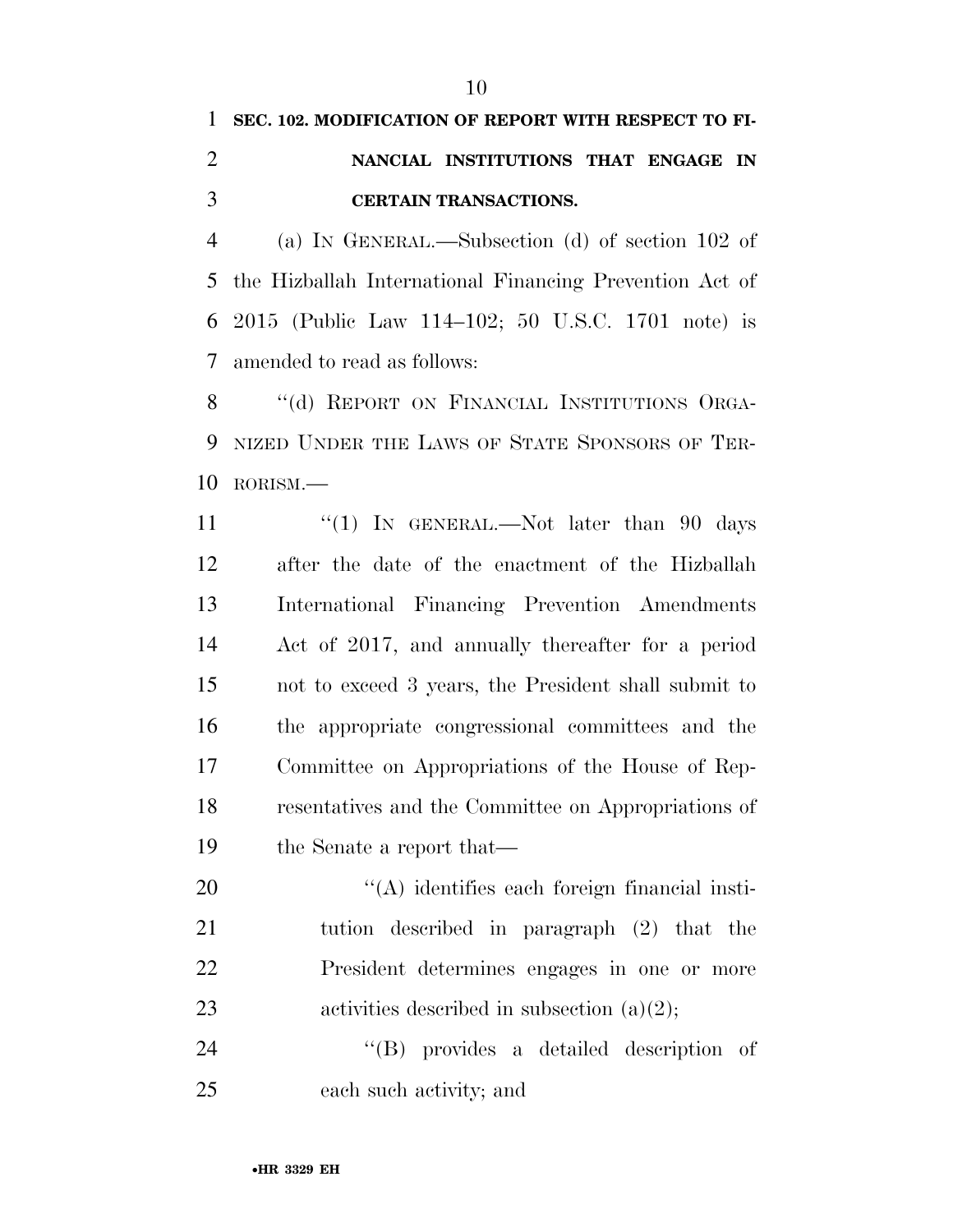**SEC. 102. MODIFICATION OF REPORT WITH RESPECT TO FINANCIAL INSTITUTIONS THAT ENGAGE IN CERTAIN TRANSACTIONS.**

(a) IN GENERAL.—Subsection (d) of section 102 of the Hizballah International Financing Prevention Act of 2015 (Public Law 114–102; 50 U.S.C. 1701 note) is amended to read as follows:

"(d) REPORT ON FINANCIAL INSTITUTIONS ORGANIZED UNDER THE LAWS OF STATE SPONSORS OF TERRORISM.—

"(1) IN GENERAL.—Not later than 90 days after the date of the enactment of the Hizballah International Financing Prevention Amendments Act of 2017, and annually thereafter for a period not to exceed 3 years, the President shall submit to the appropriate congressional committees and the Committee on Appropriations of the House of Representatives and the Committee on Appropriations of the Senate a report that—

"(A) identifies each foreign financial institution described in paragraph (2) that the President determines engages in one or more activities described in subsection (a)(2);

"(B) provides a detailed description of each such activity; and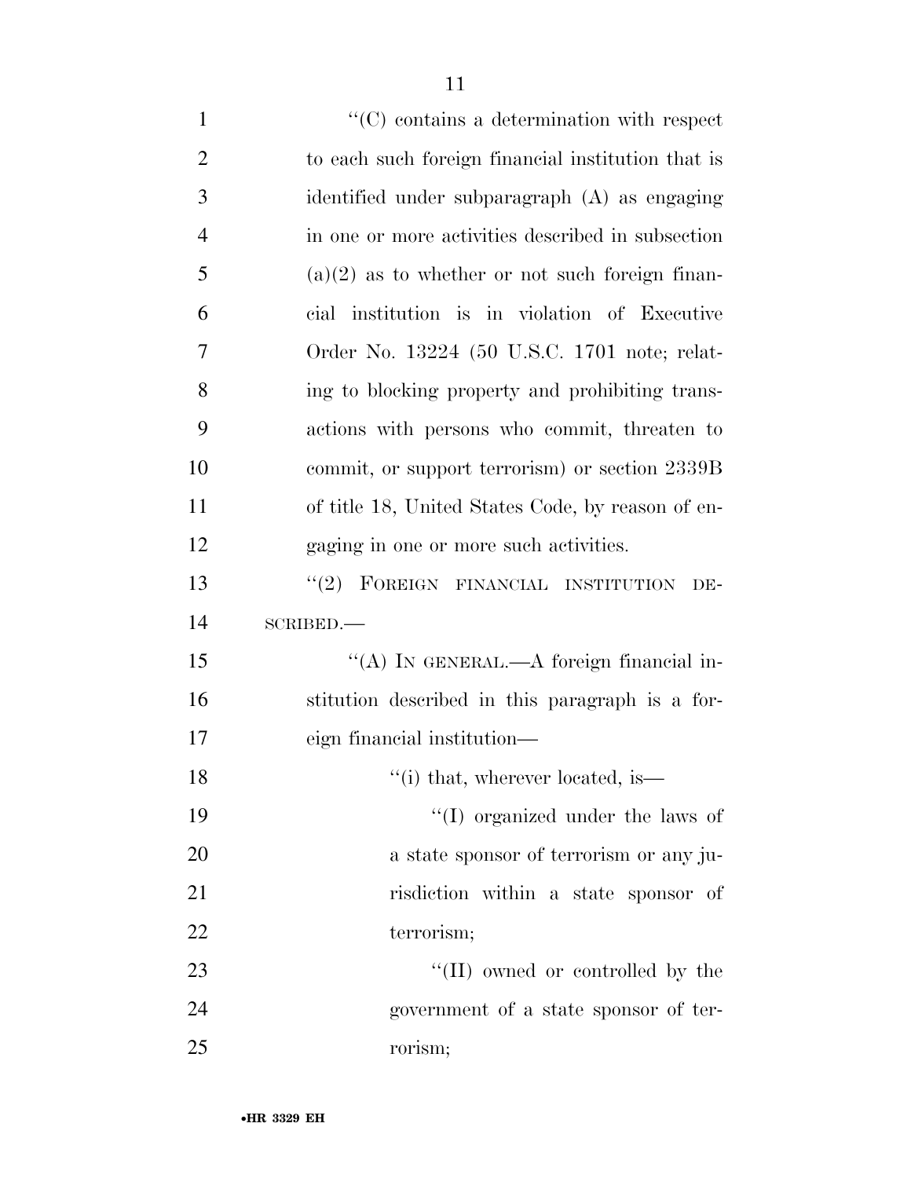"(C) contains a determination with respect to each such foreign financial institution that is identified under subparagraph (A) as engaging in one or more activities described in subsection (a)(2) as to whether or not such foreign financial institution is in violation of Executive Order No. 13224 (50 U.S.C. 1701 note; relating to blocking property and prohibiting transactions with persons who commit, threaten to commit, or support terrorism) or section 2339B of title 18, United States Code, by reason of engaging in one or more such activities.

"(2) FOREIGN FINANCIAL INSTITUTION DESCRIBED.—

"(A) IN GENERAL.—A foreign financial institution described in this paragraph is a foreign financial institution—

"(i) that, wherever located, is—

"(I) organized under the laws of a state sponsor of terrorism or any jurisdiction within a state sponsor of terrorism;

"(II) owned or controlled by the government of a state sponsor of terrorism;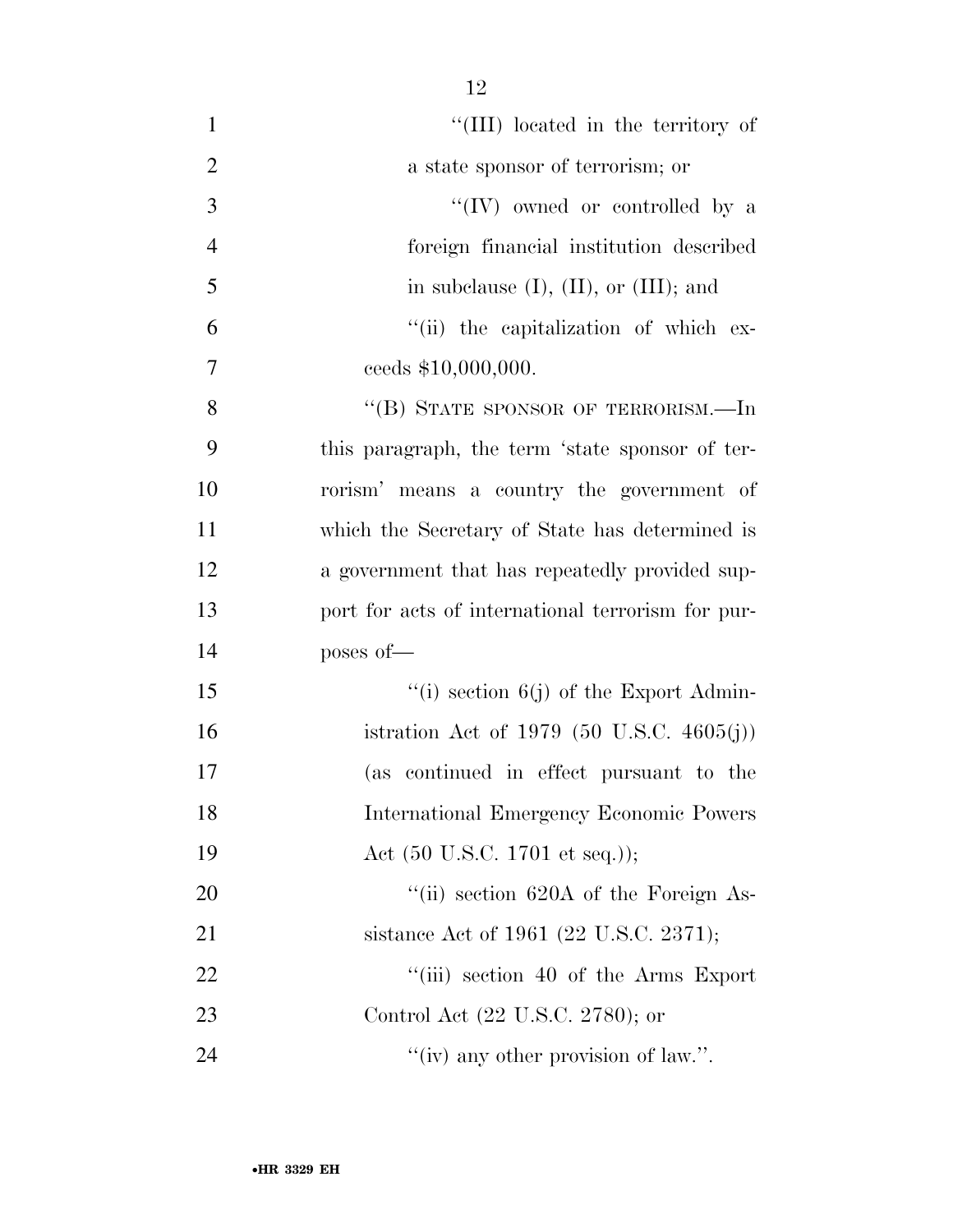''(III) located in the territory of a state sponsor of terrorism; or

''(IV) owned or controlled by a foreign financial institution described in subclause (I), (II), or (III); and

''(ii) the capitalization of which exceeds $10,000,000.

''(B) STATE SPONSOR OF TERRORISM.—In this paragraph, the term 'state sponsor of terrorism' means a country the government of which the Secretary of State has determined is a government that has repeatedly provided support for acts of international terrorism for purposes of—

''(i) section 6(j) of the Export Administration Act of 1979 (50 U.S.C. 4605(j)) (as continued in effect pursuant to the International Emergency Economic Powers Act (50 U.S.C. 1701 et seq.));

''(ii) section 620A of the Foreign Assistance Act of 1961 (22 U.S.C. 2371);

''(iii) section 40 of the Arms Export Control Act (22 U.S.C. 2780); or

''(iv) any other provision of law.''.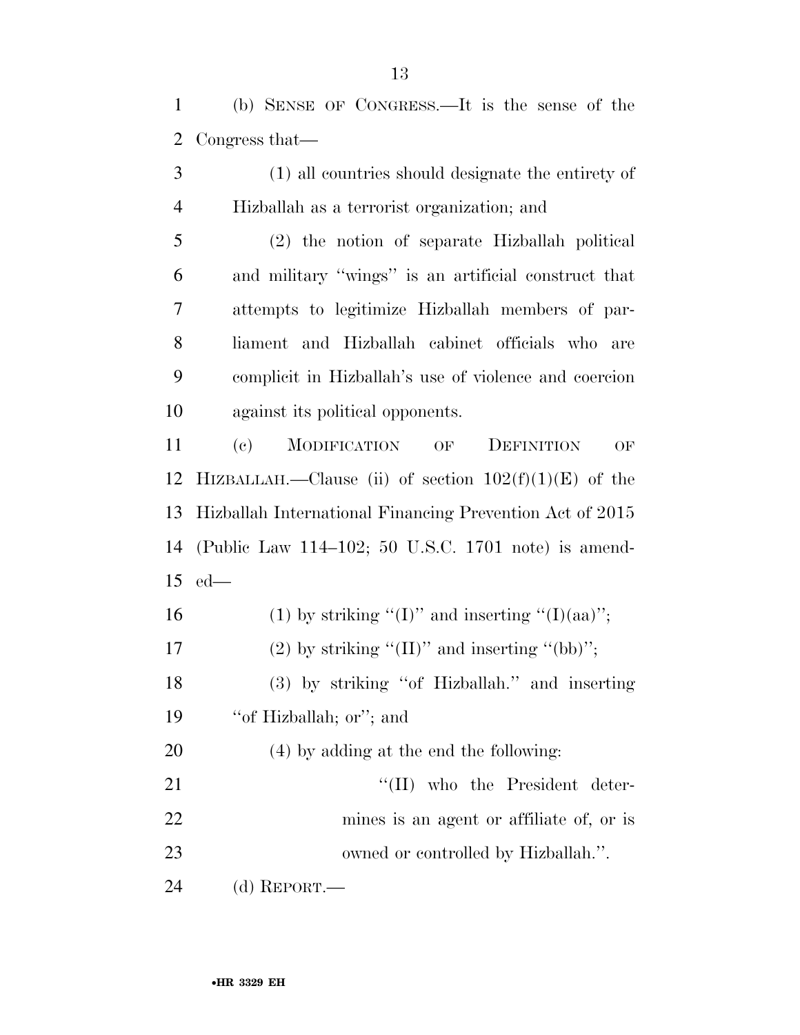(b) SENSE OF CONGRESS.—It is the sense of the Congress that—

(1) all countries should designate the entirety of Hizballah as a terrorist organization; and

(2) the notion of separate Hizballah political and military "wings" is an artificial construct that attempts to legitimize Hizballah members of parliament and Hizballah cabinet officials who are complicit in Hizballah's use of violence and coercion against its political opponents.

(c) MODIFICATION OF DEFINITION OF HIZBALLAH.—Clause (ii) of section 102(f)(1)(E) of the Hizballah International Financing Prevention Act of 2015 (Public Law 114–102; 50 U.S.C. 1701 note) is amended—

(1) by striking "(I)" and inserting "(I)(aa)";

(2) by striking "(II)" and inserting "(bb)";

(3) by striking "of Hizballah." and inserting "of Hizballah; or"; and

(4) by adding at the end the following:

"(II) who the President determines is an agent or affiliate of, or is owned or controlled by Hizballah.".

(d) REPORT.—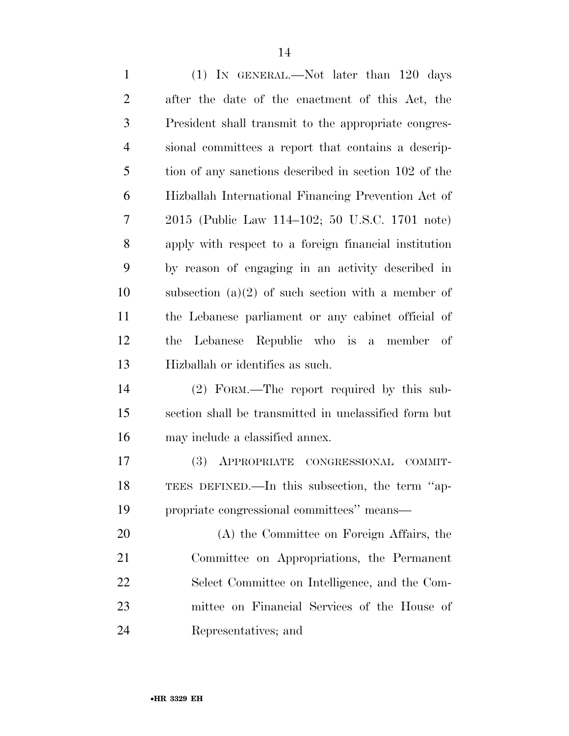(1) IN GENERAL.—Not later than 120 days after the date of the enactment of this Act, the President shall transmit to the appropriate congressional committees a report that contains a description of any sanctions described in section 102 of the Hizballah International Financing Prevention Act of 2015 (Public Law 114–102; 50 U.S.C. 1701 note) apply with respect to a foreign financial institution by reason of engaging in an activity described in subsection (a)(2) of such section with a member of the Lebanese parliament or any cabinet official of the Lebanese Republic who is a member of Hizballah or identifies as such.

(2) FORM.—The report required by this subsection shall be transmitted in unclassified form but may include a classified annex.

(3) APPROPRIATE CONGRESSIONAL COMMITTEES DEFINED.—In this subsection, the term ''appropriate congressional committees'' means—

(A) the Committee on Foreign Affairs, the Committee on Appropriations, the Permanent Select Committee on Intelligence, and the Committee on Financial Services of the House of Representatives; and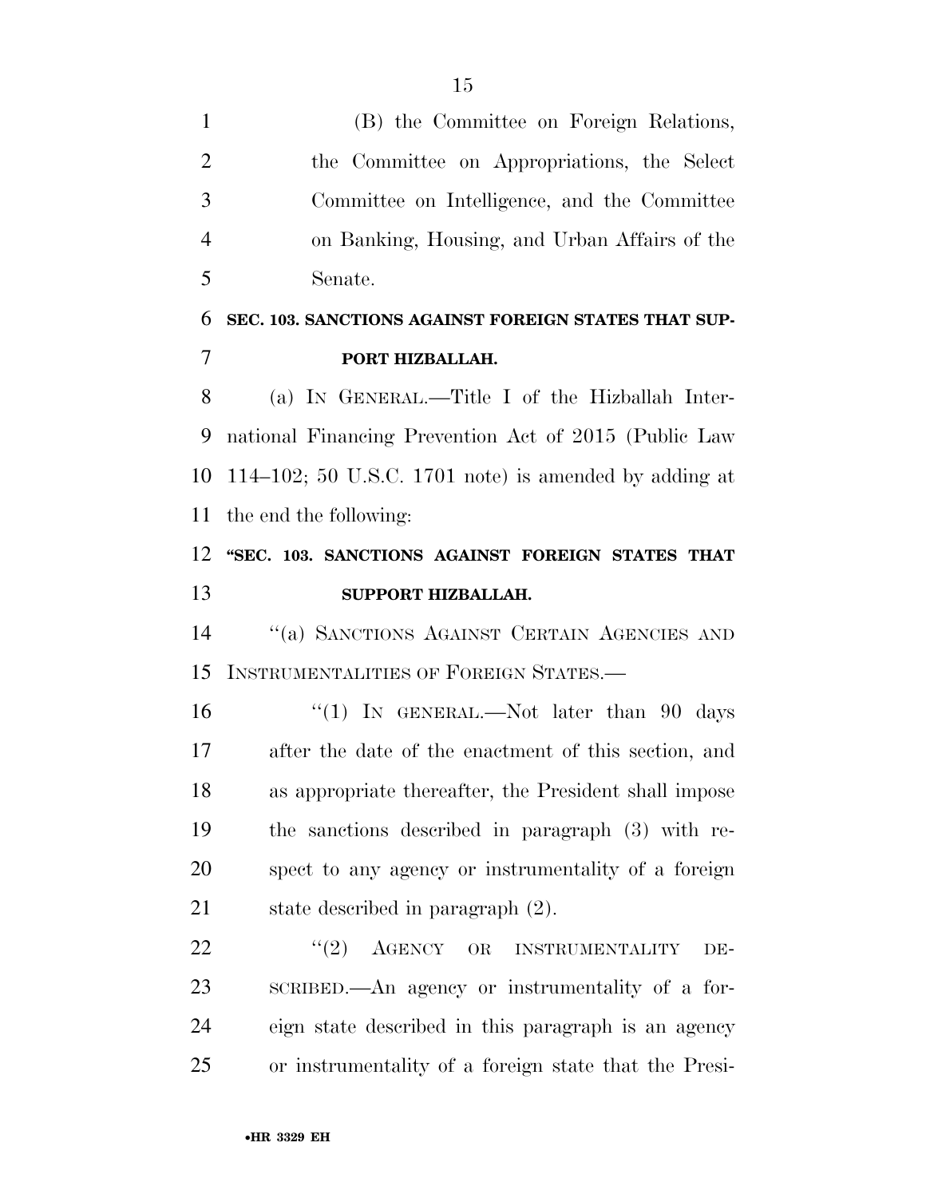(B) the Committee on Foreign Relations, the Committee on Appropriations, the Select Committee on Intelligence, and the Committee on Banking, Housing, and Urban Affairs of the Senate.

**SEC. 103. SANCTIONS AGAINST FOREIGN STATES THAT SUPPORT HIZBALLAH.**

(a) IN GENERAL.—Title I of the Hizballah International Financing Prevention Act of 2015 (Public Law 114–102; 50 U.S.C. 1701 note) is amended by adding at the end the following:

**"SEC. 103. SANCTIONS AGAINST FOREIGN STATES THAT SUPPORT HIZBALLAH.**

"(a) SANCTIONS AGAINST CERTAIN AGENCIES AND INSTRUMENTALITIES OF FOREIGN STATES.—

"(1) IN GENERAL.—Not later than 90 days after the date of the enactment of this section, and as appropriate thereafter, the President shall impose the sanctions described in paragraph (3) with respect to any agency or instrumentality of a foreign state described in paragraph (2).

"(2) AGENCY OR INSTRUMENTALITY DESCRIBED.—An agency or instrumentality of a foreign state described in this paragraph is an agency or instrumentality of a foreign state that the Presi-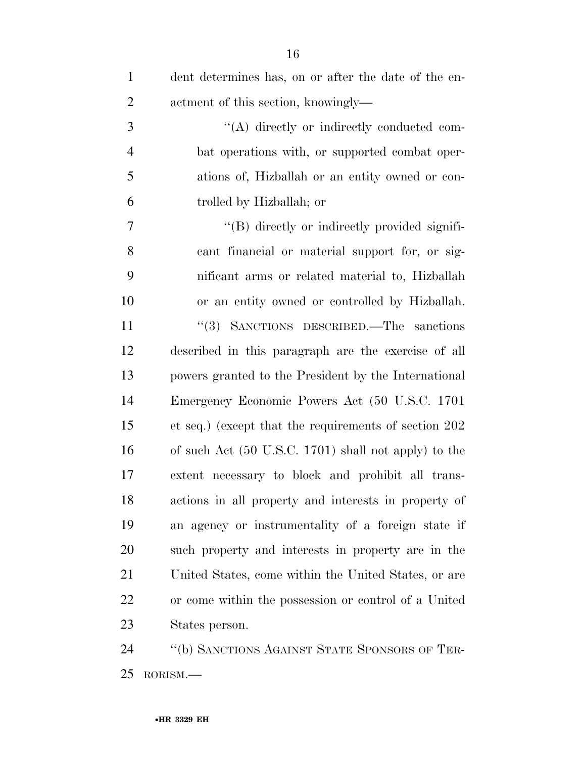dent determines has, on or after the date of the enactment of this section, knowingly—

''(A) directly or indirectly conducted combat operations with, or supported combat operations of, Hizballah or an entity owned or controlled by Hizballah; or

''(B) directly or indirectly provided significant financial or material support for, or significant arms or related material to, Hizballah or an entity owned or controlled by Hizballah.

''(3) SANCTIONS DESCRIBED.—The sanctions described in this paragraph are the exercise of all powers granted to the President by the International Emergency Economic Powers Act (50 U.S.C. 1701 et seq.) (except that the requirements of section 202 of such Act (50 U.S.C. 1701) shall not apply) to the extent necessary to block and prohibit all transactions in all property and interests in property of an agency or instrumentality of a foreign state if such property and interests in property are in the United States, come within the United States, or are or come within the possession or control of a United States person.

''(b) SANCTIONS AGAINST STATE SPONSORS OF TERRORISM.—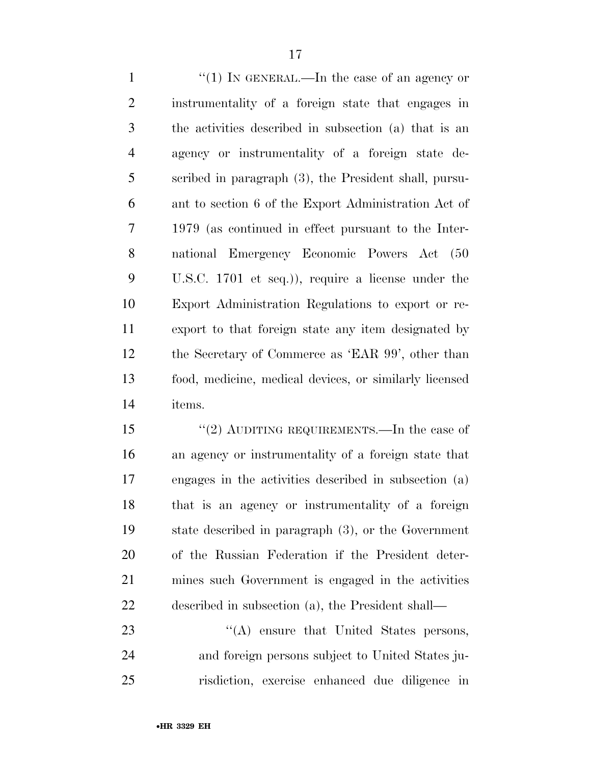"(1) IN GENERAL.—In the case of an agency or instrumentality of a foreign state that engages in the activities described in subsection (a) that is an agency or instrumentality of a foreign state described in paragraph (3), the President shall, pursuant to section 6 of the Export Administration Act of 1979 (as continued in effect pursuant to the International Emergency Economic Powers Act (50 U.S.C. 1701 et seq.)), require a license under the Export Administration Regulations to export or reexport to that foreign state any item designated by the Secretary of Commerce as 'EAR 99', other than food, medicine, medical devices, or similarly licensed items.

"(2) AUDITING REQUIREMENTS.—In the case of an agency or instrumentality of a foreign state that engages in the activities described in subsection (a) that is an agency or instrumentality of a foreign state described in paragraph (3), or the Government of the Russian Federation if the President determines such Government is engaged in the activities described in subsection (a), the President shall—

"(A) ensure that United States persons, and foreign persons subject to United States jurisdiction, exercise enhanced due diligence in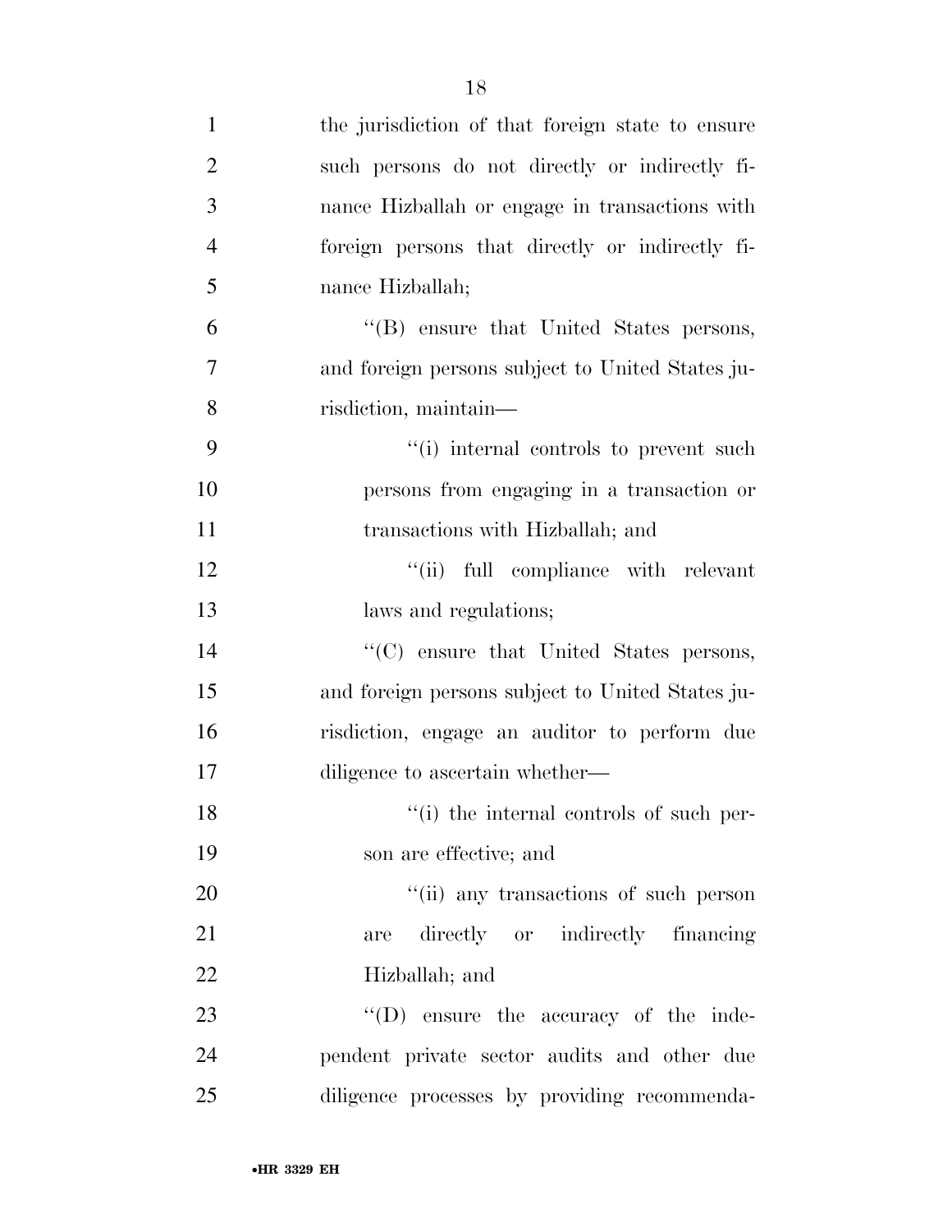the jurisdiction of that foreign state to ensure such persons do not directly or indirectly finance Hizballah or engage in transactions with foreign persons that directly or indirectly finance Hizballah;

''(B) ensure that United States persons, and foreign persons subject to United States jurisdiction, maintain—

''(i) internal controls to prevent such persons from engaging in a transaction or transactions with Hizballah; and

''(ii) full compliance with relevant laws and regulations;

''(C) ensure that United States persons, and foreign persons subject to United States jurisdiction, engage an auditor to perform due diligence to ascertain whether—

''(i) the internal controls of such person are effective; and

''(ii) any transactions of such person are directly or indirectly financing Hizballah; and

''(D) ensure the accuracy of the independent private sector audits and other due diligence processes by providing recommenda-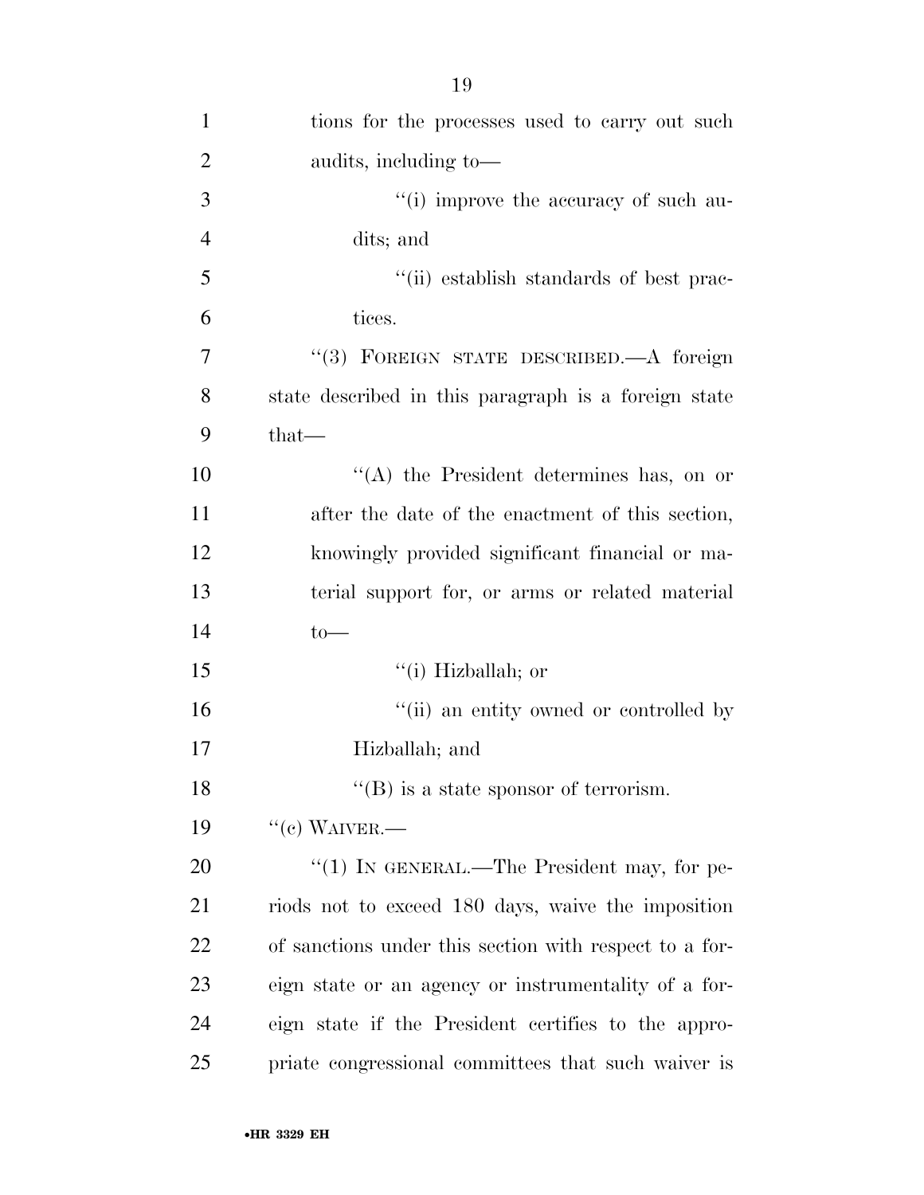tions for the processes used to carry out such audits, including to—

''(i) improve the accuracy of such audits; and

''(ii) establish standards of best practices.

''(3) FOREIGN STATE DESCRIBED.—A foreign state described in this paragraph is a foreign state that—

''(A) the President determines has, on or after the date of the enactment of this section, knowingly provided significant financial or material support for, or arms or related material to—

''(i) Hizballah; or

''(ii) an entity owned or controlled by Hizballah; and

''(B) is a state sponsor of terrorism.

''(c) WAIVER.—

''(1) IN GENERAL.—The President may, for periods not to exceed 180 days, waive the imposition of sanctions under this section with respect to a foreign state or an agency or instrumentality of a foreign state if the President certifies to the appropriate congressional committees that such waiver is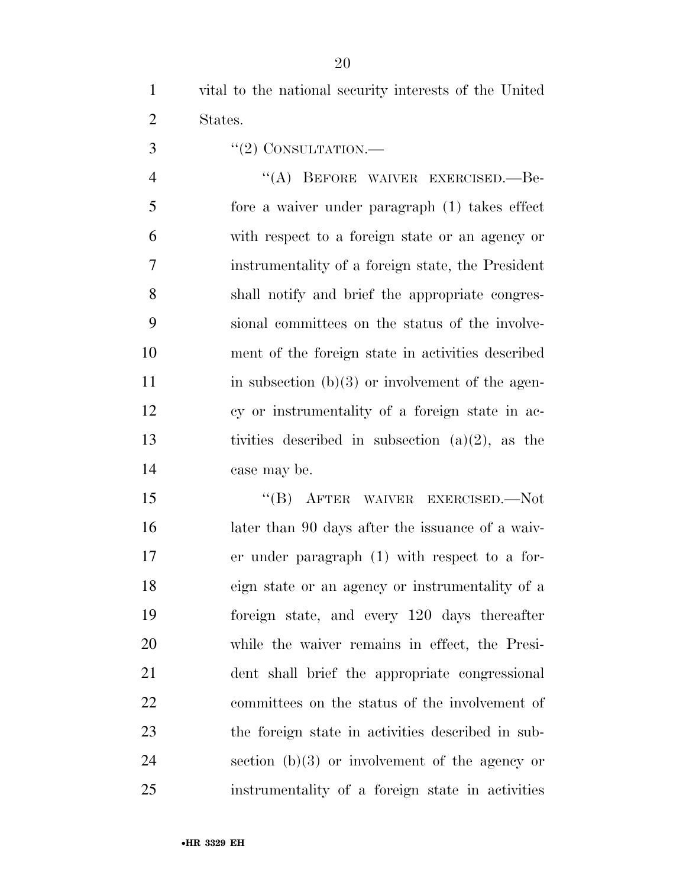vital to the national security interests of the United States.

"(2) CONSULTATION.—

"(A) BEFORE WAIVER EXERCISED.—Before a waiver under paragraph (1) takes effect with respect to a foreign state or an agency or instrumentality of a foreign state, the President shall notify and brief the appropriate congressional committees on the status of the involvement of the foreign state in activities described in subsection (b)(3) or involvement of the agency or instrumentality of a foreign state in activities described in subsection (a)(2), as the case may be.

"(B) AFTER WAIVER EXERCISED.—Not later than 90 days after the issuance of a waiver under paragraph (1) with respect to a foreign state or an agency or instrumentality of a foreign state, and every 120 days thereafter while the waiver remains in effect, the President shall brief the appropriate congressional committees on the status of the involvement of the foreign state in activities described in subsection (b)(3) or involvement of the agency or instrumentality of a foreign state in activities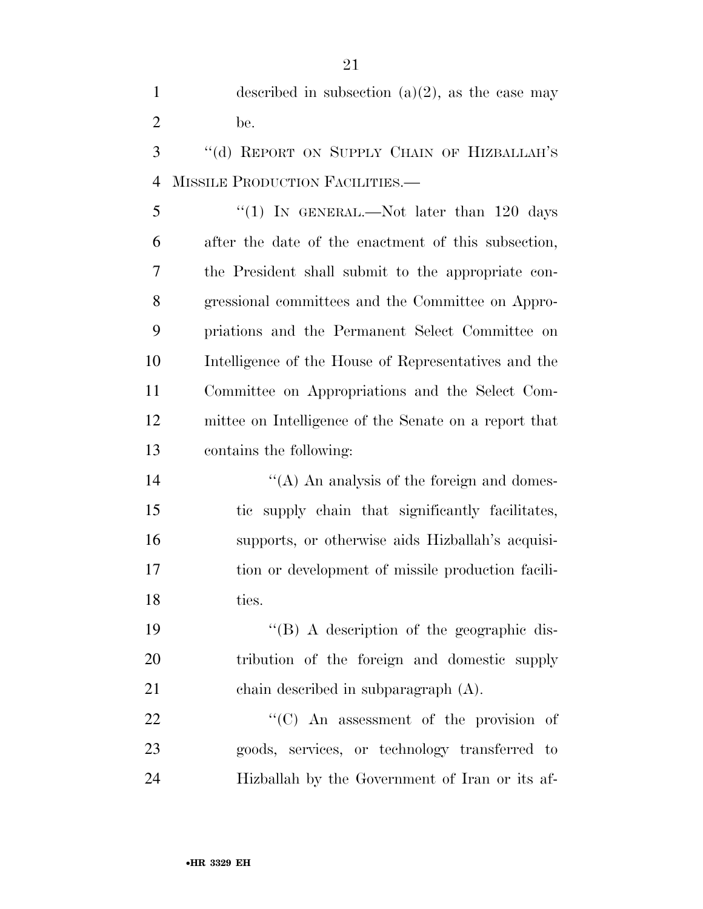described in subsection (a)(2), as the case may be.

''(d) REPORT ON SUPPLY CHAIN OF HIZBALLAH'S MISSILE PRODUCTION FACILITIES.—

''(1) IN GENERAL.—Not later than 120 days after the date of the enactment of this subsection, the President shall submit to the appropriate congressional committees and the Committee on Appropriations and the Permanent Select Committee on Intelligence of the House of Representatives and the Committee on Appropriations and the Select Committee on Intelligence of the Senate on a report that contains the following:

''(A) An analysis of the foreign and domestic supply chain that significantly facilitates, supports, or otherwise aids Hizballah's acquisition or development of missile production facilities.

''(B) A description of the geographic distribution of the foreign and domestic supply chain described in subparagraph (A).

''(C) An assessment of the provision of goods, services, or technology transferred to Hizballah by the Government of Iran or its af-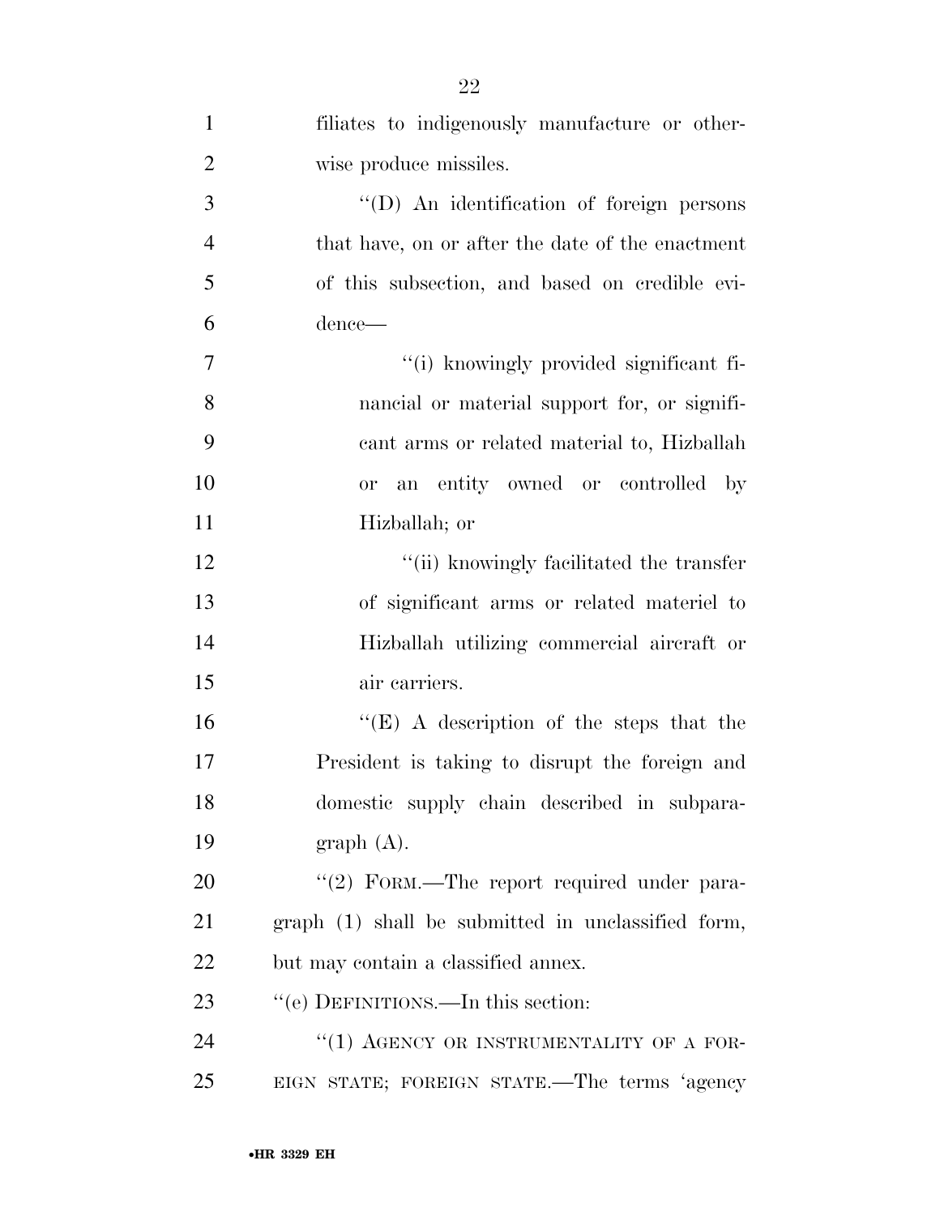filiates to indigenously manufacture or otherwise produce missiles.

"(D) An identification of foreign persons that have, on or after the date of the enactment of this subsection, and based on credible evidence—

"(i) knowingly provided significant financial or material support for, or significant arms or related material to, Hizballah or an entity owned or controlled by Hizballah; or

"(ii) knowingly facilitated the transfer of significant arms or related materiel to Hizballah utilizing commercial aircraft or air carriers.

"(E) A description of the steps that the President is taking to disrupt the foreign and domestic supply chain described in subparagraph (A).

"(2) FORM.—The report required under paragraph (1) shall be submitted in unclassified form, but may contain a classified annex.

"(e) DEFINITIONS.—In this section:

"(1) AGENCY OR INSTRUMENTALITY OF A FOREIGN STATE; FOREIGN STATE.—The terms 'agency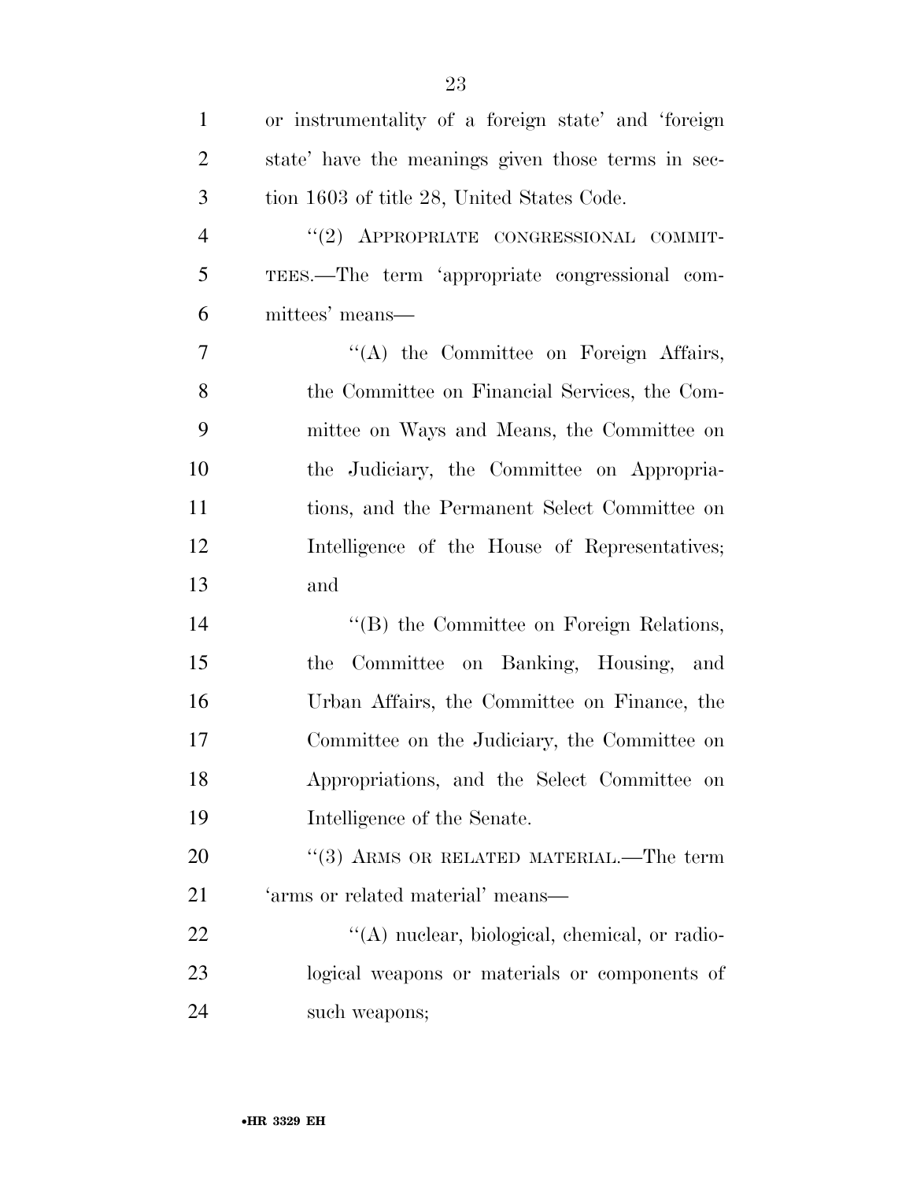or instrumentality of a foreign state' and 'foreign state' have the meanings given those terms in section 1603 of title 28, United States Code.

"(2) APPROPRIATE CONGRESSIONAL COMMITTEES.—The term 'appropriate congressional committees' means—

"(A) the Committee on Foreign Affairs, the Committee on Financial Services, the Committee on Ways and Means, the Committee on the Judiciary, the Committee on Appropriations, and the Permanent Select Committee on Intelligence of the House of Representatives; and

"(B) the Committee on Foreign Relations, the Committee on Banking, Housing, and Urban Affairs, the Committee on Finance, the Committee on the Judiciary, the Committee on Appropriations, and the Select Committee on Intelligence of the Senate.

"(3) ARMS OR RELATED MATERIAL.—The term 'arms or related material' means—

"(A) nuclear, biological, chemical, or radiological weapons or materials or components of such weapons;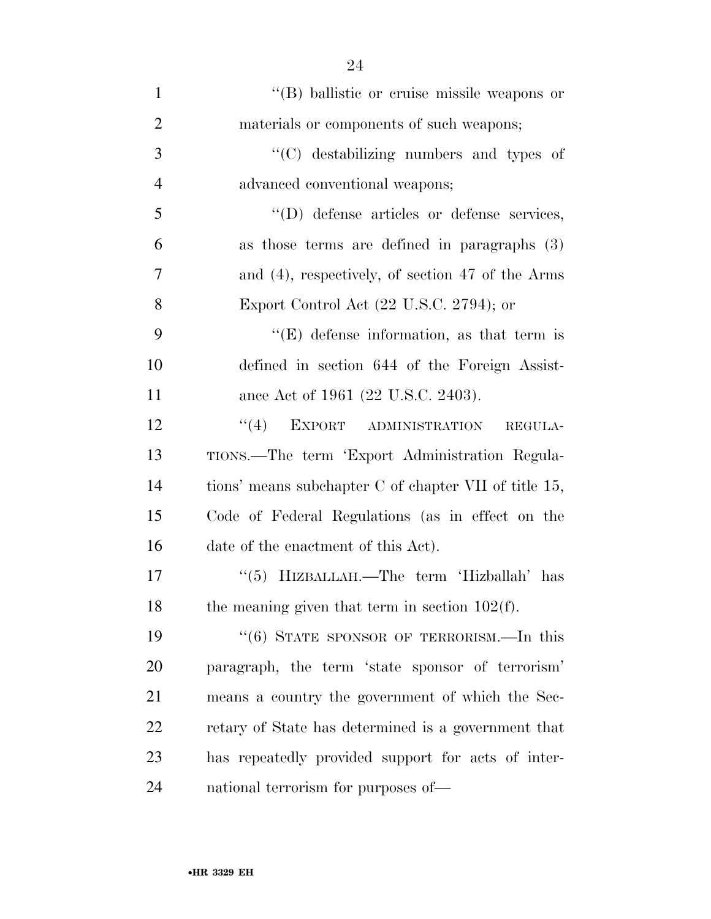''(B) ballistic or cruise missile weapons or materials or components of such weapons;

''(C) destabilizing numbers and types of advanced conventional weapons;

''(D) defense articles or defense services, as those terms are defined in paragraphs (3) and (4), respectively, of section 47 of the Arms Export Control Act (22 U.S.C. 2794); or

''(E) defense information, as that term is defined in section 644 of the Foreign Assistance Act of 1961 (22 U.S.C. 2403).

''(4) EXPORT ADMINISTRATION REGULATIONS.—The term 'Export Administration Regulations' means subchapter C of chapter VII of title 15, Code of Federal Regulations (as in effect on the date of the enactment of this Act).

''(5) HIZBALLAH.—The term 'Hizballah' has the meaning given that term in section 102(f).

''(6) STATE SPONSOR OF TERRORISM.—In this paragraph, the term 'state sponsor of terrorism' means a country the government of which the Secretary of State has determined is a government that has repeatedly provided support for acts of international terrorism for purposes of—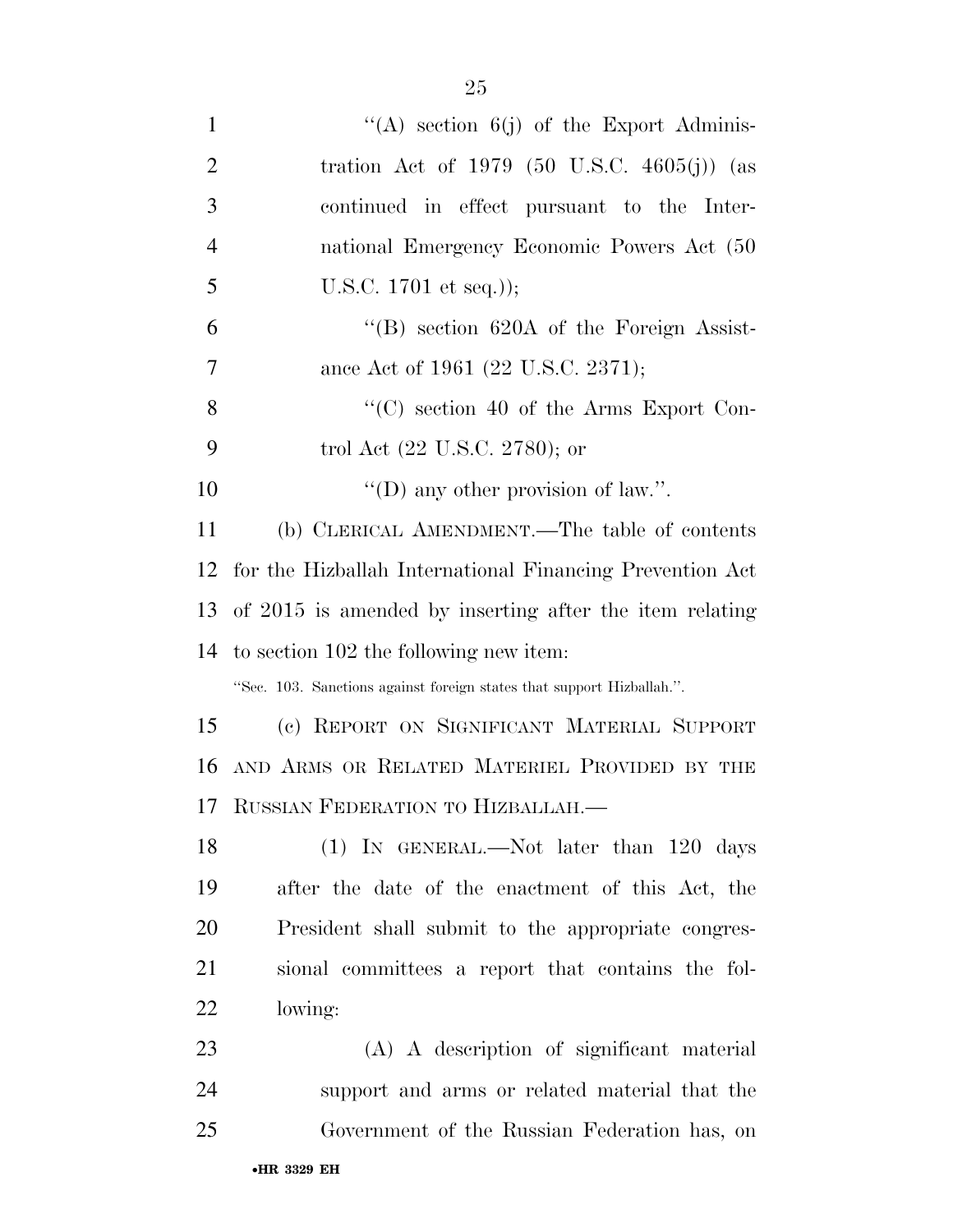"(A) section 6(j) of the Export Administration Act of 1979 (50 U.S.C. 4605(j)) (as continued in effect pursuant to the International Emergency Economic Powers Act (50 U.S.C. 1701 et seq.));

"(B) section 620A of the Foreign Assistance Act of 1961 (22 U.S.C. 2371);

"(C) section 40 of the Arms Export Control Act (22 U.S.C. 2780); or

"(D) any other provision of law.".

(b) CLERICAL AMENDMENT.—The table of contents for the Hizballah International Financing Prevention Act of 2015 is amended by inserting after the item relating to section 102 the following new item:

"Sec. 103. Sanctions against foreign states that support Hizballah.".

(c) REPORT ON SIGNIFICANT MATERIAL SUPPORT AND ARMS OR RELATED MATERIEL PROVIDED BY THE RUSSIAN FEDERATION TO HIZBALLAH.—

(1) IN GENERAL.—Not later than 120 days after the date of the enactment of this Act, the President shall submit to the appropriate congressional committees a report that contains the following:

(A) A description of significant material support and arms or related material that the Government of the Russian Federation has, on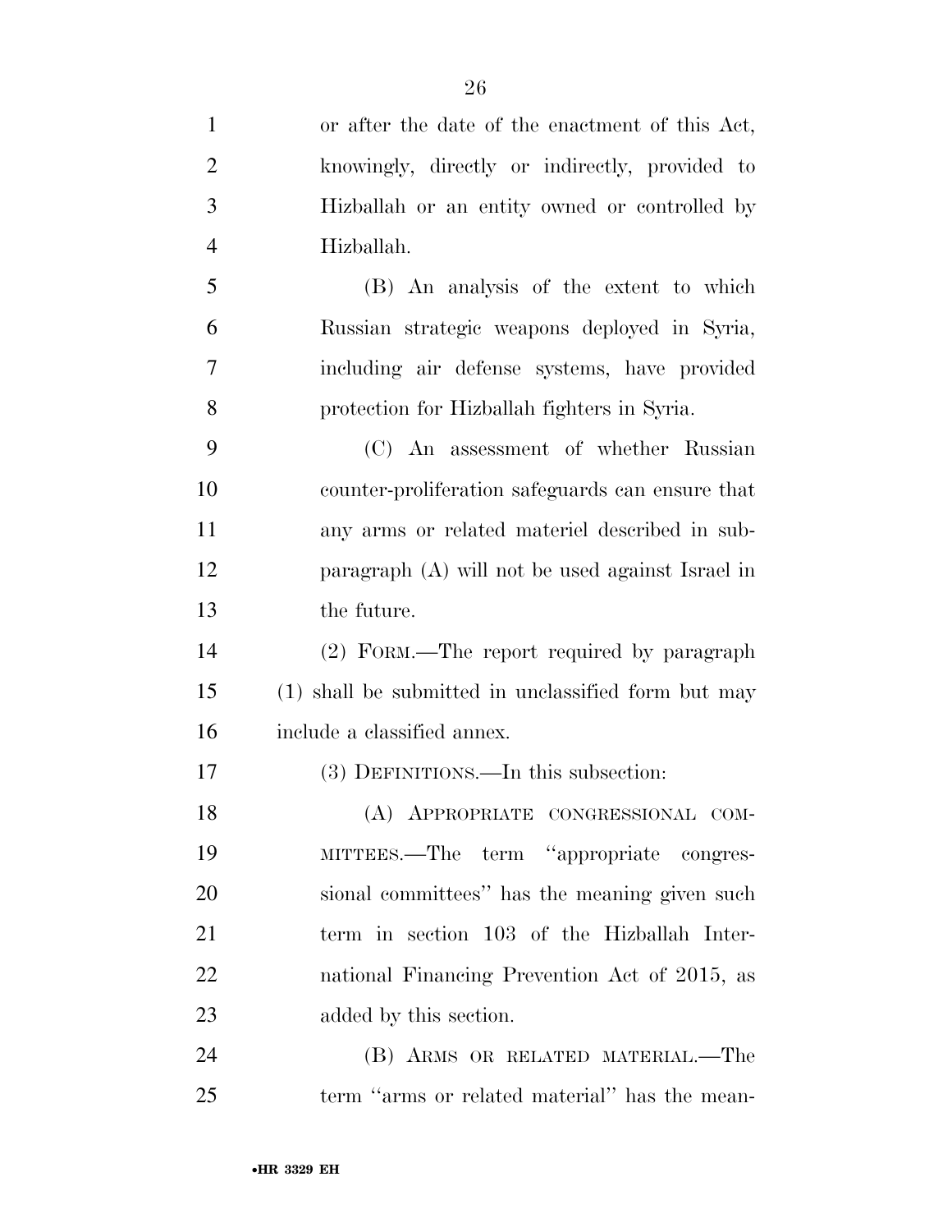or after the date of the enactment of this Act, knowingly, directly or indirectly, provided to Hizballah or an entity owned or controlled by Hizballah.

(B) An analysis of the extent to which Russian strategic weapons deployed in Syria, including air defense systems, have provided protection for Hizballah fighters in Syria.

(C) An assessment of whether Russian counter-proliferation safeguards can ensure that any arms or related materiel described in subparagraph (A) will not be used against Israel in the future.

(2) FORM.—The report required by paragraph (1) shall be submitted in unclassified form but may include a classified annex.

(3) DEFINITIONS.—In this subsection:

(A) APPROPRIATE CONGRESSIONAL COMMITTEES.—The term "appropriate congressional committees" has the meaning given such term in section 103 of the Hizballah International Financing Prevention Act of 2015, as added by this section.

(B) ARMS OR RELATED MATERIAL.—The term "arms or related material" has the mean-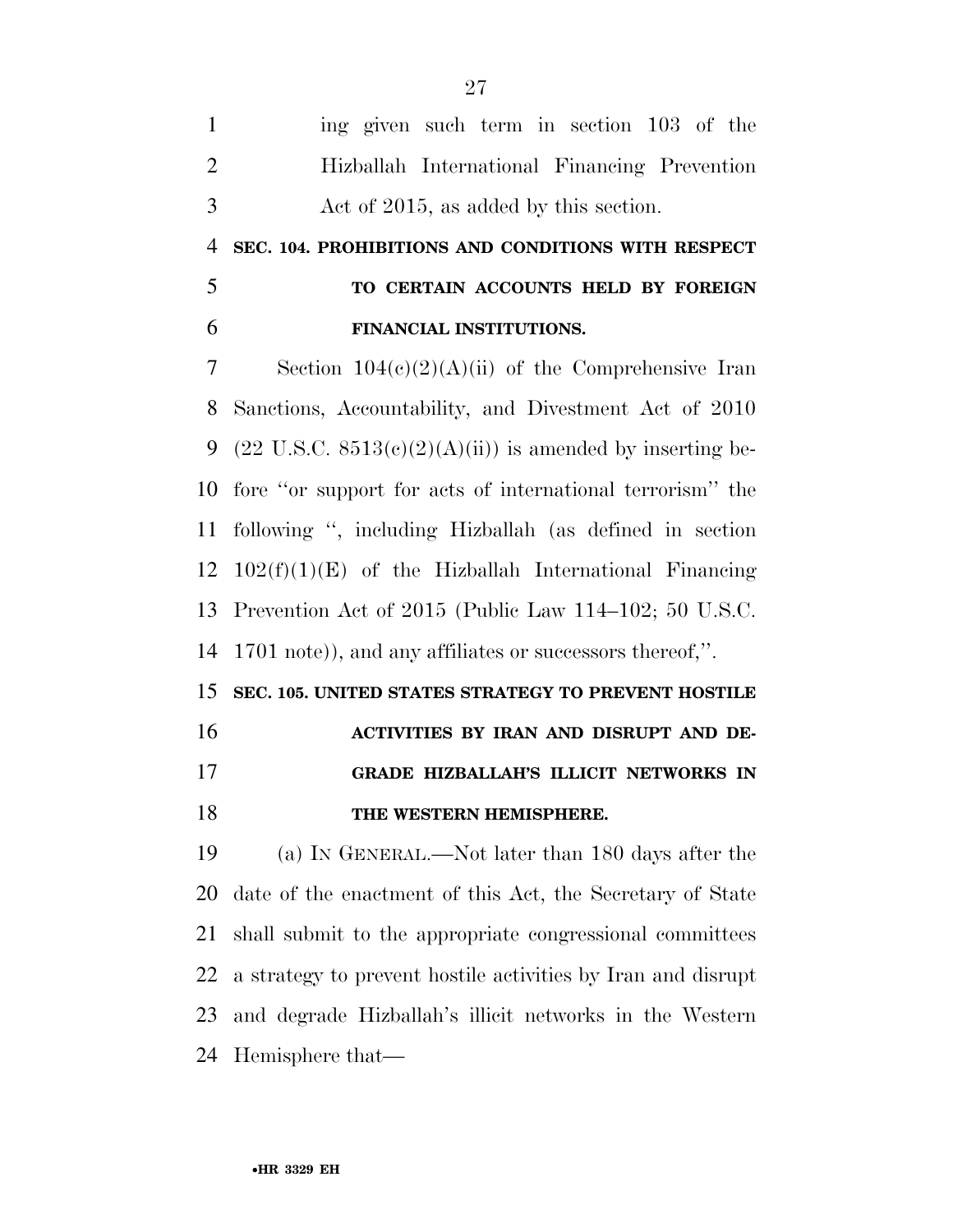ing given such term in section 103 of the Hizballah International Financing Prevention Act of 2015, as added by this section.

**SEC. 104. PROHIBITIONS AND CONDITIONS WITH RESPECT TO CERTAIN ACCOUNTS HELD BY FOREIGN FINANCIAL INSTITUTIONS.**

Section 104(c)(2)(A)(ii) of the Comprehensive Iran Sanctions, Accountability, and Divestment Act of 2010 (22 U.S.C. 8513(c)(2)(A)(ii)) is amended by inserting before ''or support for acts of international terrorism'' the following '', including Hizballah (as defined in section 102(f)(1)(E) of the Hizballah International Financing Prevention Act of 2015 (Public Law 114–102; 50 U.S.C. 1701 note)), and any affiliates or successors thereof,''.

**SEC. 105. UNITED STATES STRATEGY TO PREVENT HOSTILE ACTIVITIES BY IRAN AND DISRUPT AND DEGRADE HIZBALLAH'S ILLICIT NETWORKS IN THE WESTERN HEMISPHERE.**

(a) IN GENERAL.—Not later than 180 days after the date of the enactment of this Act, the Secretary of State shall submit to the appropriate congressional committees a strategy to prevent hostile activities by Iran and disrupt and degrade Hizballah's illicit networks in the Western Hemisphere that—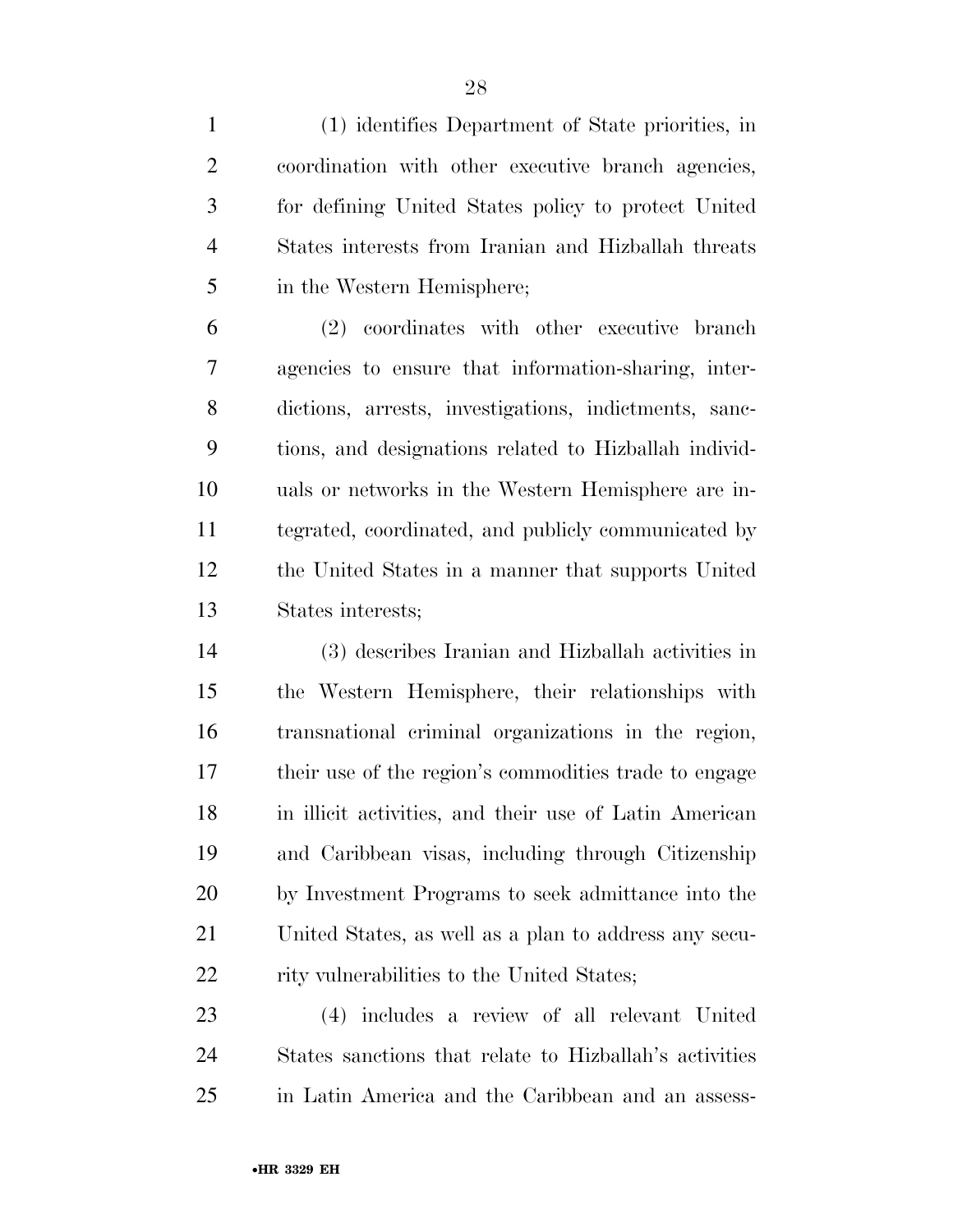(1) identifies Department of State priorities, in coordination with other executive branch agencies, for defining United States policy to protect United States interests from Iranian and Hizballah threats in the Western Hemisphere;

(2) coordinates with other executive branch agencies to ensure that information-sharing, interdictions, arrests, investigations, indictments, sanctions, and designations related to Hizballah individuals or networks in the Western Hemisphere are integrated, coordinated, and publicly communicated by the United States in a manner that supports United States interests;

(3) describes Iranian and Hizballah activities in the Western Hemisphere, their relationships with transnational criminal organizations in the region, their use of the region's commodities trade to engage in illicit activities, and their use of Latin American and Caribbean visas, including through Citizenship by Investment Programs to seek admittance into the United States, as well as a plan to address any security vulnerabilities to the United States;

(4) includes a review of all relevant United States sanctions that relate to Hizballah's activities in Latin America and the Caribbean and an assess-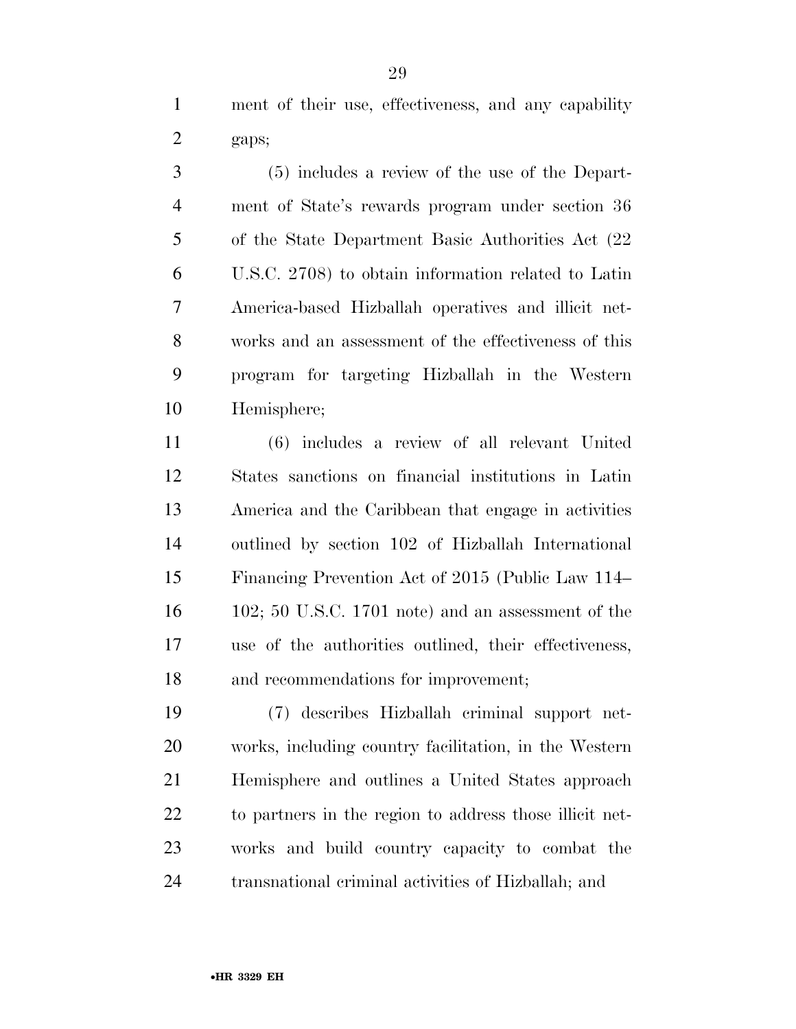ment of their use, effectiveness, and any capability gaps;

(5) includes a review of the use of the Department of State's rewards program under section 36 of the State Department Basic Authorities Act (22 U.S.C. 2708) to obtain information related to Latin America-based Hizballah operatives and illicit networks and an assessment of the effectiveness of this program for targeting Hizballah in the Western Hemisphere;

(6) includes a review of all relevant United States sanctions on financial institutions in Latin America and the Caribbean that engage in activities outlined by section 102 of Hizballah International Financing Prevention Act of 2015 (Public Law 114–102; 50 U.S.C. 1701 note) and an assessment of the use of the authorities outlined, their effectiveness, and recommendations for improvement;

(7) describes Hizballah criminal support networks, including country facilitation, in the Western Hemisphere and outlines a United States approach to partners in the region to address those illicit networks and build country capacity to combat the transnational criminal activities of Hizballah; and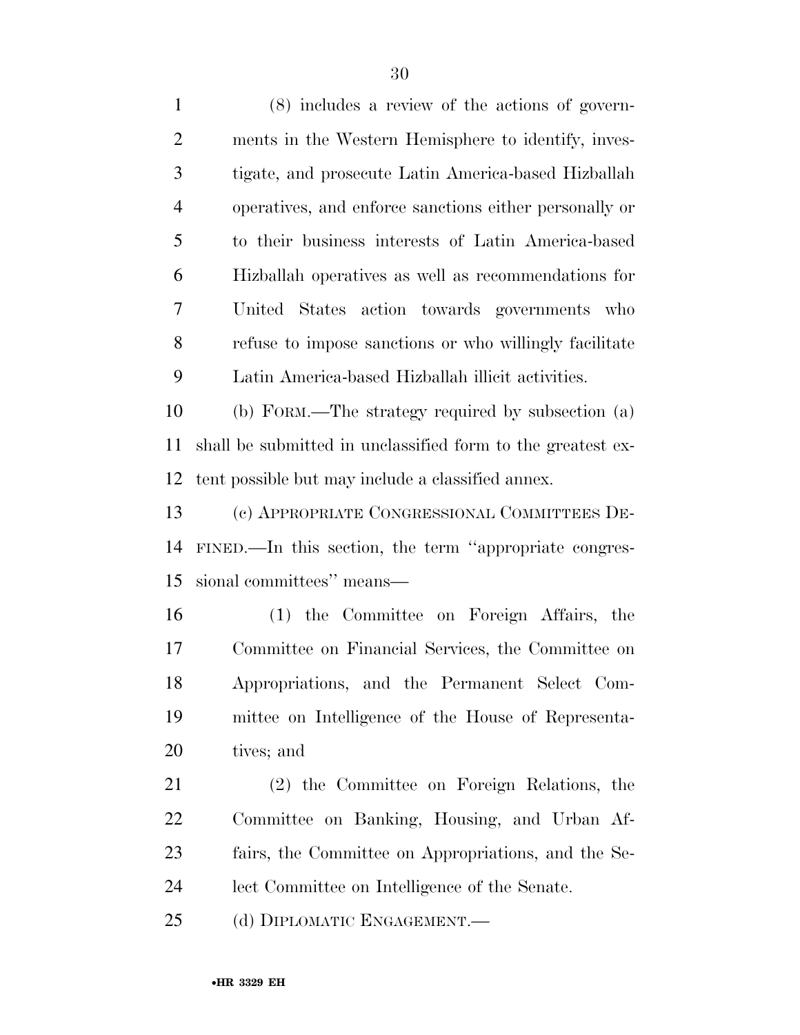(8) includes a review of the actions of governments in the Western Hemisphere to identify, investigate, and prosecute Latin America-based Hizballah operatives, and enforce sanctions either personally or to their business interests of Latin America-based Hizballah operatives as well as recommendations for United States action towards governments who refuse to impose sanctions or who willingly facilitate Latin America-based Hizballah illicit activities.

(b) FORM.—The strategy required by subsection (a) shall be submitted in unclassified form to the greatest extent possible but may include a classified annex.

(c) APPROPRIATE CONGRESSIONAL COMMITTEES DEFINED.—In this section, the term ''appropriate congressional committees'' means—

(1) the Committee on Foreign Affairs, the Committee on Financial Services, the Committee on Appropriations, and the Permanent Select Committee on Intelligence of the House of Representatives; and

(2) the Committee on Foreign Relations, the Committee on Banking, Housing, and Urban Affairs, the Committee on Appropriations, and the Select Committee on Intelligence of the Senate.

(d) DIPLOMATIC ENGAGEMENT.—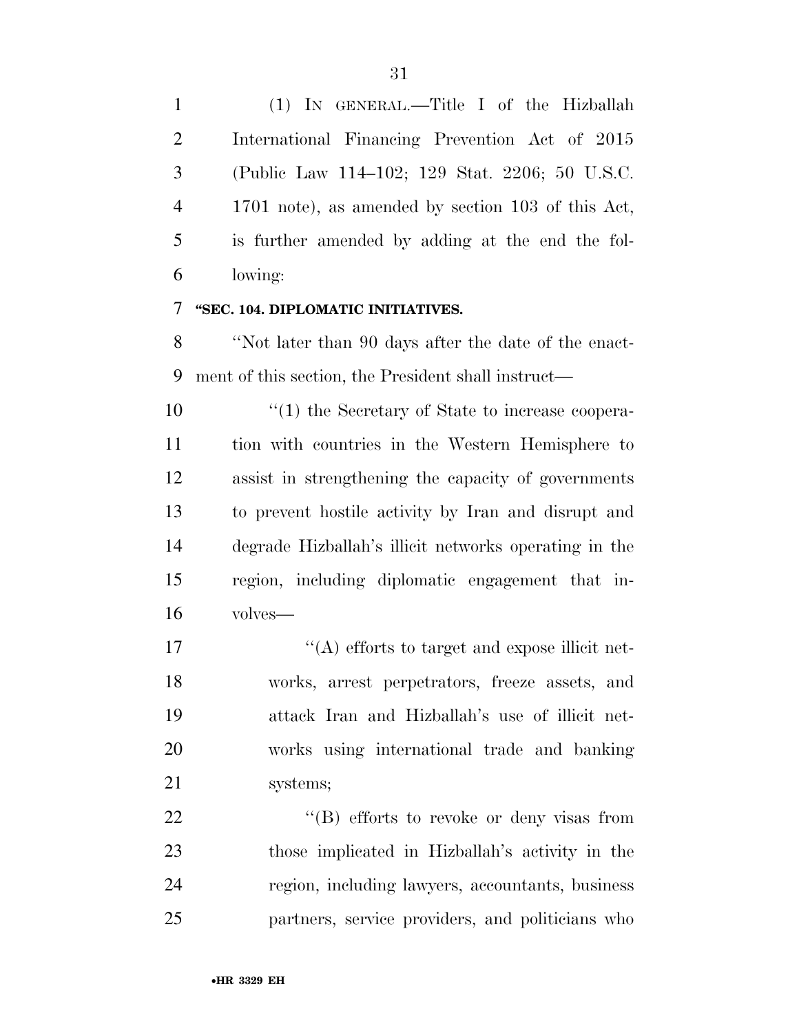(1) IN GENERAL.—Title I of the Hizballah International Financing Prevention Act of 2015 (Public Law 114–102; 129 Stat. 2206; 50 U.S.C. 1701 note), as amended by section 103 of this Act, is further amended by adding at the end the following:

**"SEC. 104. DIPLOMATIC INITIATIVES.**

"Not later than 90 days after the date of the enactment of this section, the President shall instruct—

"(1) the Secretary of State to increase cooperation with countries in the Western Hemisphere to assist in strengthening the capacity of governments to prevent hostile activity by Iran and disrupt and degrade Hizballah's illicit networks operating in the region, including diplomatic engagement that involves—

"(A) efforts to target and expose illicit networks, arrest perpetrators, freeze assets, and attack Iran and Hizballah's use of illicit networks using international trade and banking systems;

"(B) efforts to revoke or deny visas from those implicated in Hizballah's activity in the region, including lawyers, accountants, business partners, service providers, and politicians who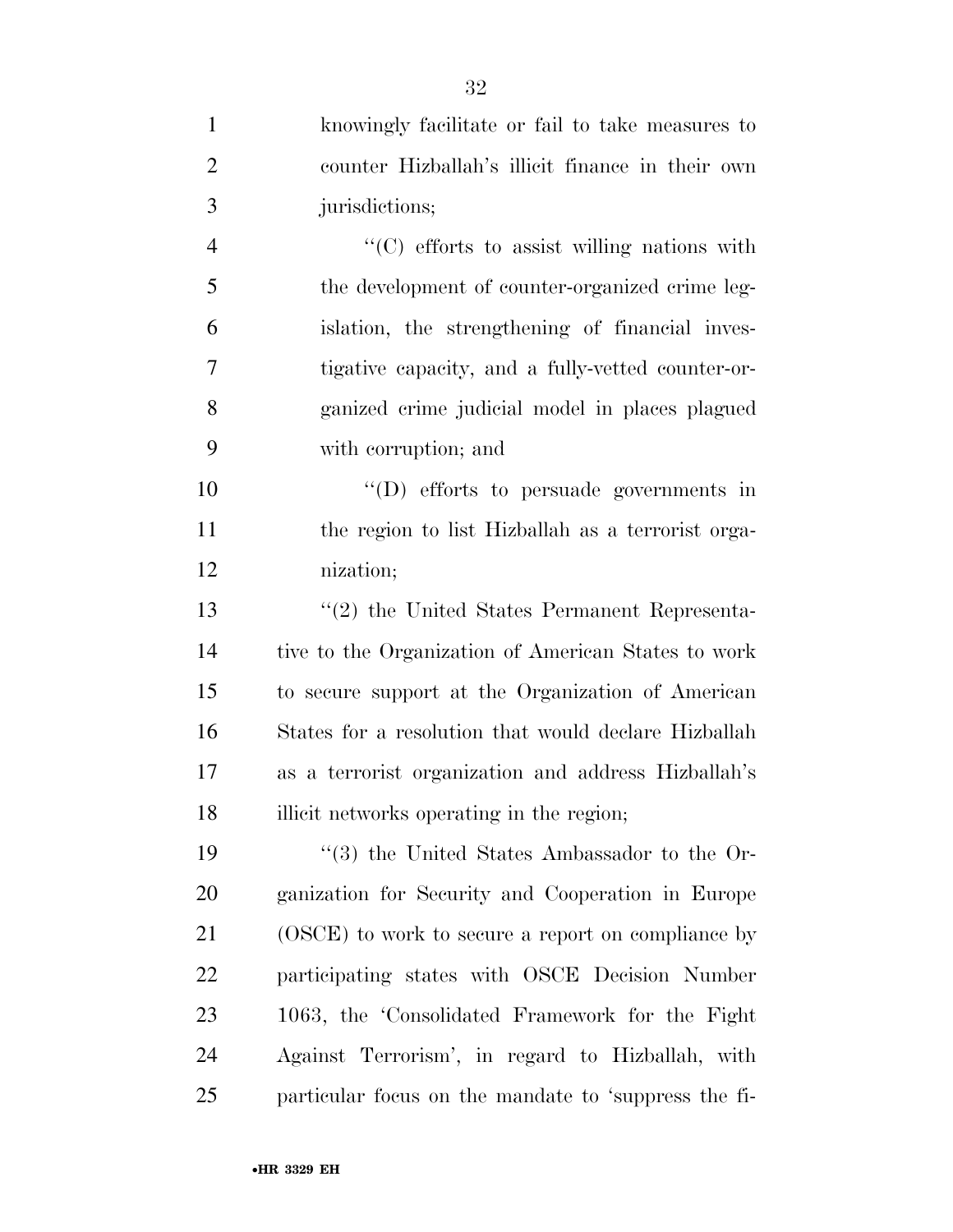knowingly facilitate or fail to take measures to counter Hizballah's illicit finance in their own jurisdictions;

''(C) efforts to assist willing nations with the development of counter-organized crime legislation, the strengthening of financial investigative capacity, and a fully-vetted counter-organized crime judicial model in places plagued with corruption; and

''(D) efforts to persuade governments in the region to list Hizballah as a terrorist organization;

''(2) the United States Permanent Representative to the Organization of American States to work to secure support at the Organization of American States for a resolution that would declare Hizballah as a terrorist organization and address Hizballah's illicit networks operating in the region;

''(3) the United States Ambassador to the Organization for Security and Cooperation in Europe (OSCE) to work to secure a report on compliance by participating states with OSCE Decision Number 1063, the 'Consolidated Framework for the Fight Against Terrorism', in regard to Hizballah, with particular focus on the mandate to 'suppress the fi-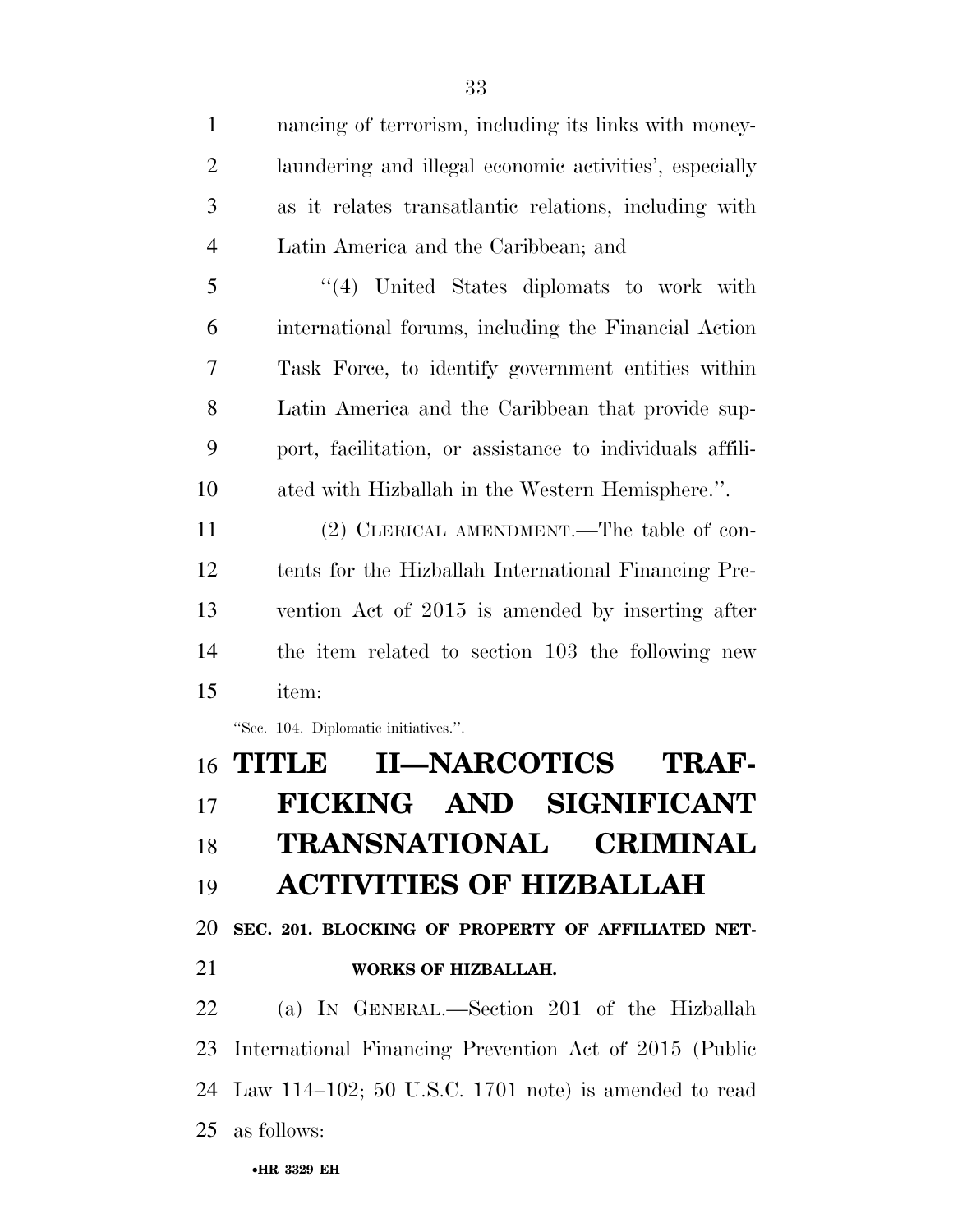nancing of terrorism, including its links with money-laundering and illegal economic activities', especially as it relates transatlantic relations, including with Latin America and the Caribbean; and

"(4) United States diplomats to work with international forums, including the Financial Action Task Force, to identify government entities within Latin America and the Caribbean that provide support, facilitation, or assistance to individuals affiliated with Hizballah in the Western Hemisphere.".

(2) CLERICAL AMENDMENT.—The table of contents for the Hizballah International Financing Prevention Act of 2015 is amended by inserting after the item related to section 103 the following new item:

"Sec. 104. Diplomatic initiatives.".

# TITLE II—NARCOTICS TRAFFICKING AND SIGNIFICANT TRANSNATIONAL CRIMINAL ACTIVITIES OF HIZBALLAH

## SEC. 201. BLOCKING OF PROPERTY OF AFFILIATED NETWORKS OF HIZBALLAH.

(a) IN GENERAL.—Section 201 of the Hizballah International Financing Prevention Act of 2015 (Public Law 114–102; 50 U.S.C. 1701 note) is amended to read as follows: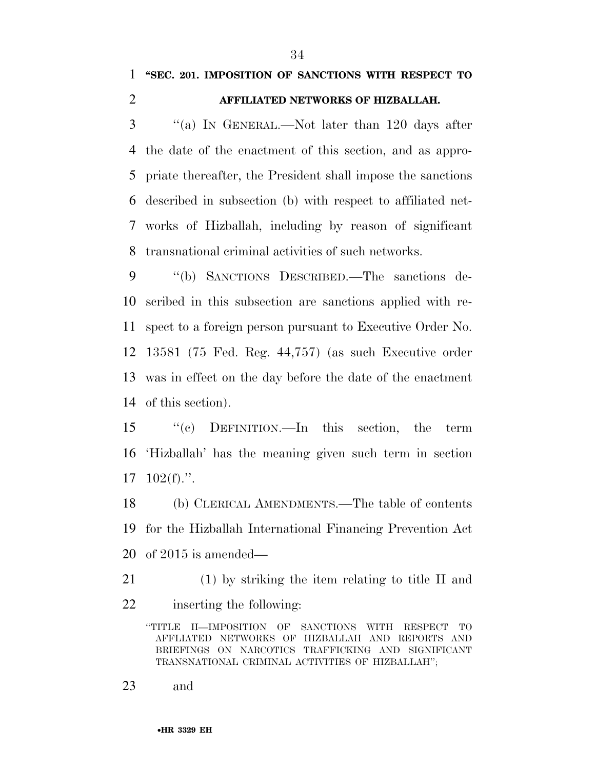**"SEC. 201. IMPOSITION OF SANCTIONS WITH RESPECT TO AFFILIATED NETWORKS OF HIZBALLAH.**

"(a) IN GENERAL.—Not later than 120 days after the date of the enactment of this section, and as appropriate thereafter, the President shall impose the sanctions described in subsection (b) with respect to affiliated networks of Hizballah, including by reason of significant transnational criminal activities of such networks.

"(b) SANCTIONS DESCRIBED.—The sanctions described in this subsection are sanctions applied with respect to a foreign person pursuant to Executive Order No. 13581 (75 Fed. Reg. 44,757) (as such Executive order was in effect on the day before the date of the enactment of this section).

"(c) DEFINITION.—In this section, the term 'Hizballah' has the meaning given such term in section 102(f).".

(b) CLERICAL AMENDMENTS.—The table of contents for the Hizballah International Financing Prevention Act of 2015 is amended—

(1) by striking the item relating to title II and inserting the following:

"TITLE II—IMPOSITION OF SANCTIONS WITH RESPECT TO AFFLIATED NETWORKS OF HIZBALLAH AND REPORTS AND BRIEFINGS ON NARCOTICS TRAFFICKING AND SIGNIFICANT TRANSNATIONAL CRIMINAL ACTIVITIES OF HIZBALLAH";

and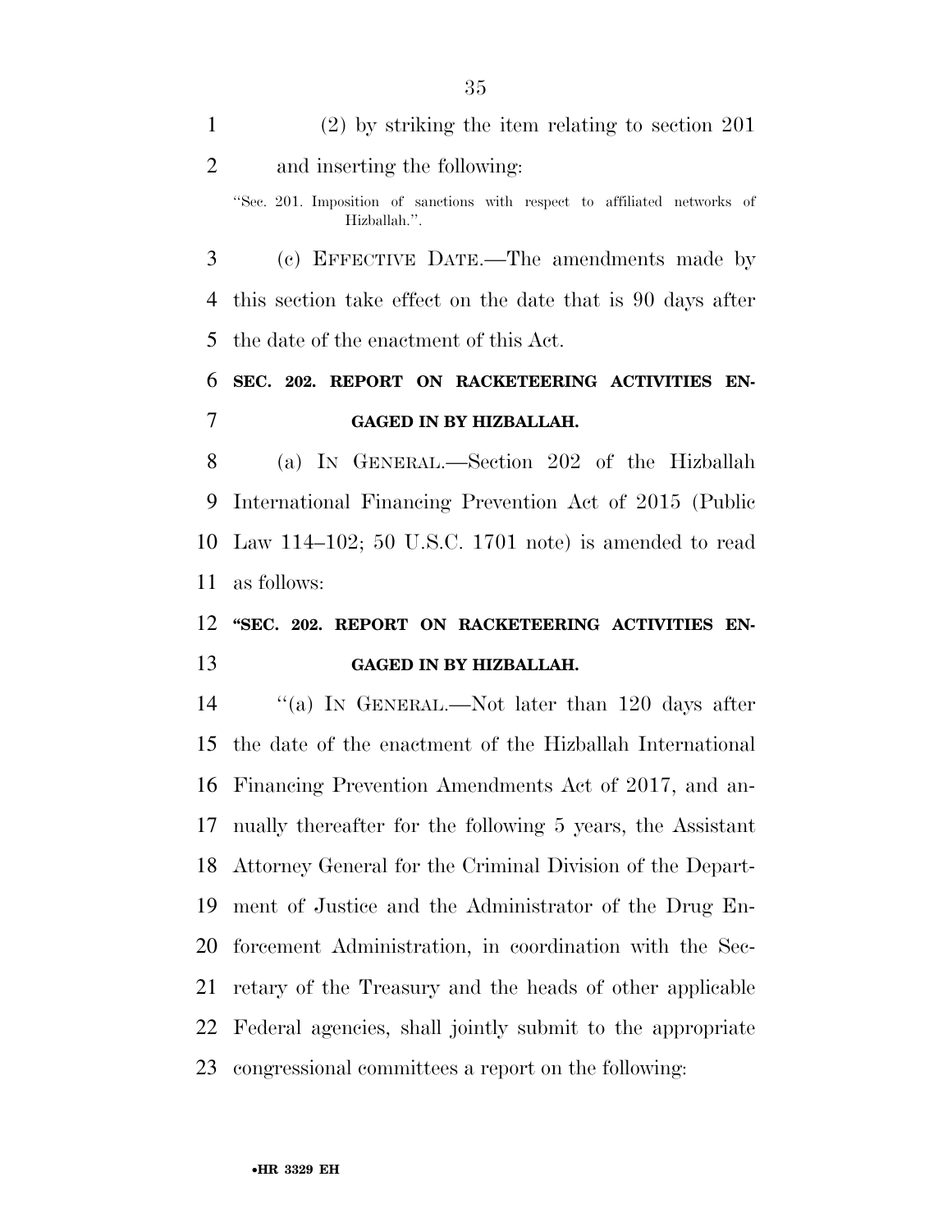(2) by striking the item relating to section 201 and inserting the following:

"Sec. 201. Imposition of sanctions with respect to affiliated networks of Hizballah.".

(c) EFFECTIVE DATE.—The amendments made by this section take effect on the date that is 90 days after the date of the enactment of this Act.

## SEC. 202. REPORT ON RACKETEERING ACTIVITIES ENGAGED IN BY HIZBALLAH.

(a) IN GENERAL.—Section 202 of the Hizballah International Financing Prevention Act of 2015 (Public Law 114–102; 50 U.S.C. 1701 note) is amended to read as follows:

## "SEC. 202. REPORT ON RACKETEERING ACTIVITIES ENGAGED IN BY HIZBALLAH.

"(a) IN GENERAL.—Not later than 120 days after the date of the enactment of the Hizballah International Financing Prevention Amendments Act of 2017, and annually thereafter for the following 5 years, the Assistant Attorney General for the Criminal Division of the Department of Justice and the Administrator of the Drug Enforcement Administration, in coordination with the Secretary of the Treasury and the heads of other applicable Federal agencies, shall jointly submit to the appropriate congressional committees a report on the following: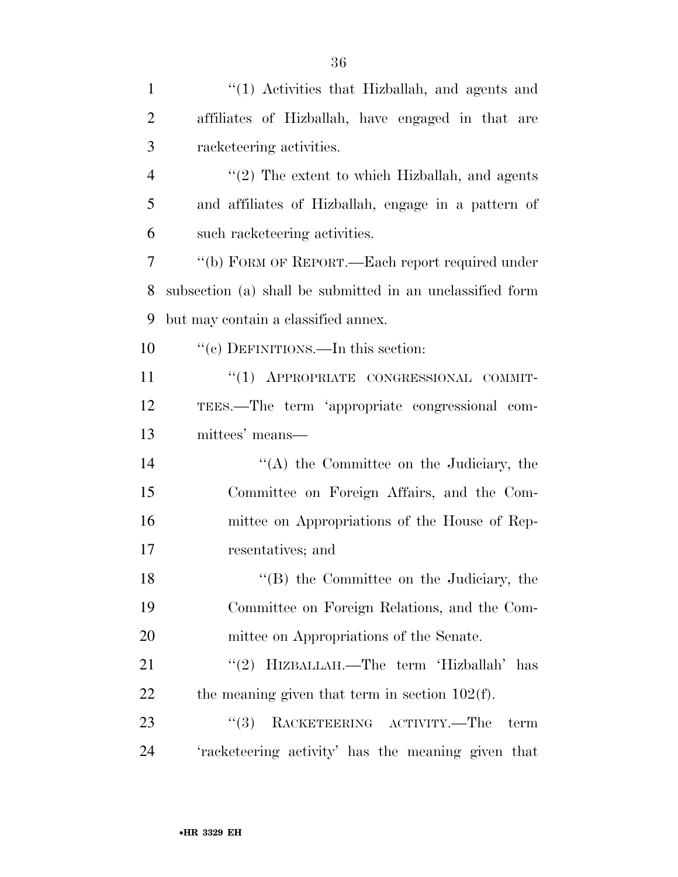''(1) Activities that Hizballah, and agents and affiliates of Hizballah, have engaged in that are racketeering activities.

''(2) The extent to which Hizballah, and agents and affiliates of Hizballah, engage in a pattern of such racketeering activities.

''(b) FORM OF REPORT.—Each report required under subsection (a) shall be submitted in an unclassified form but may contain a classified annex.

''(c) DEFINITIONS.—In this section:

''(1) APPROPRIATE CONGRESSIONAL COMMITTEES.—The term 'appropriate congressional committees' means—

''(A) the Committee on the Judiciary, the Committee on Foreign Affairs, and the Committee on Appropriations of the House of Representatives; and

''(B) the Committee on the Judiciary, the Committee on Foreign Relations, and the Committee on Appropriations of the Senate.

''(2) HIZBALLAH.—The term 'Hizballah' has the meaning given that term in section 102(f).

''(3) RACKETEERING ACTIVITY.—The term 'racketeering activity' has the meaning given that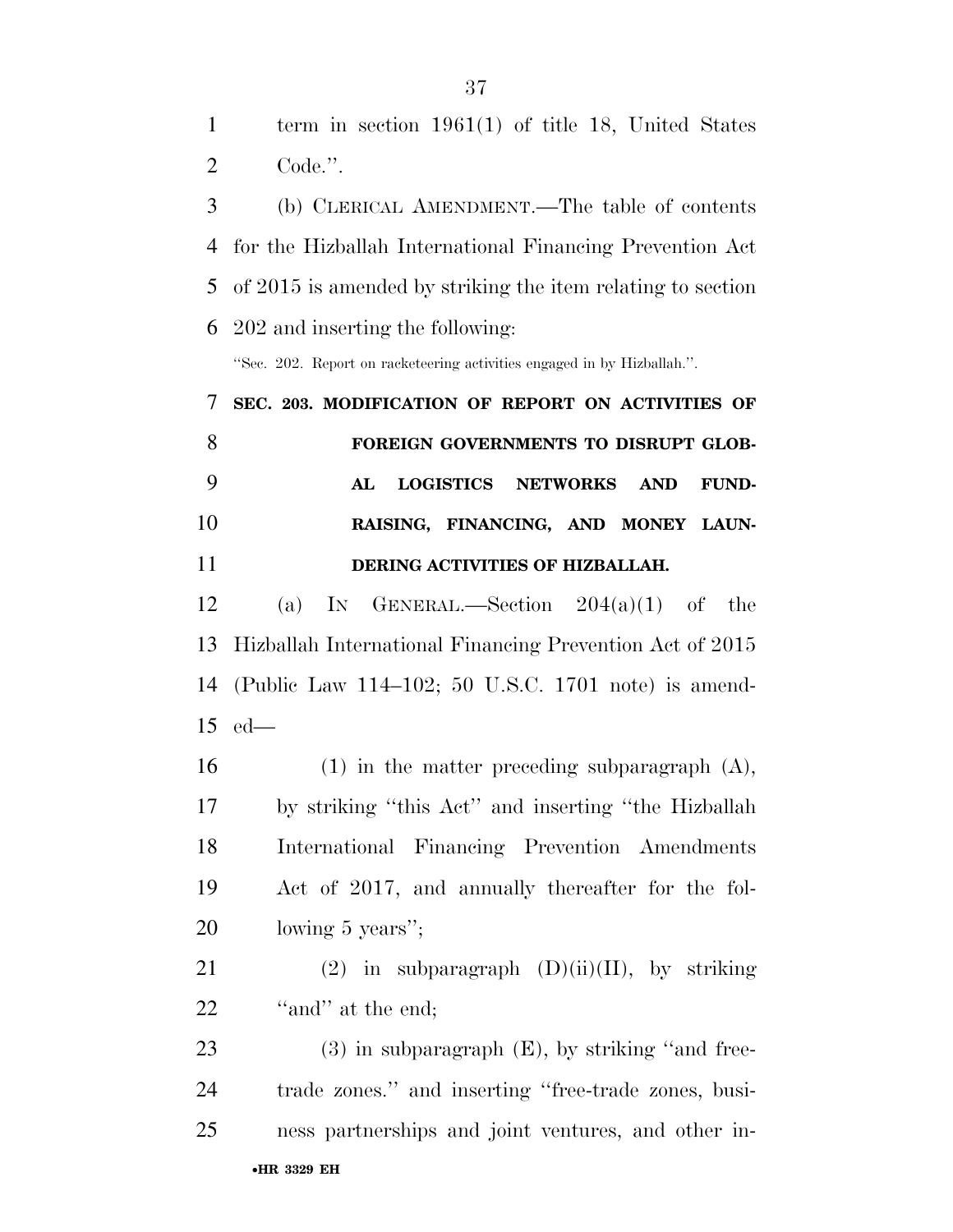term in section 1961(1) of title 18, United States Code.''.

(b) CLERICAL AMENDMENT.—The table of contents for the Hizballah International Financing Prevention Act of 2015 is amended by striking the item relating to section 202 and inserting the following:

''Sec. 202. Report on racketeering activities engaged in by Hizballah.''.

**SEC. 203. MODIFICATION OF REPORT ON ACTIVITIES OF FOREIGN GOVERNMENTS TO DISRUPT GLOBAL LOGISTICS NETWORKS AND FUNDRAISING, FINANCING, AND MONEY LAUNDERING ACTIVITIES OF HIZBALLAH.**

(a) IN GENERAL.—Section 204(a)(1) of the Hizballah International Financing Prevention Act of 2015 (Public Law 114–102; 50 U.S.C. 1701 note) is amended—

(1) in the matter preceding subparagraph (A), by striking ''this Act'' and inserting ''the Hizballah International Financing Prevention Amendments Act of 2017, and annually thereafter for the following 5 years'';

(2) in subparagraph (D)(ii)(II), by striking ''and'' at the end;

(3) in subparagraph (E), by striking ''and free-trade zones.'' and inserting ''free-trade zones, business partnerships and joint ventures, and other in-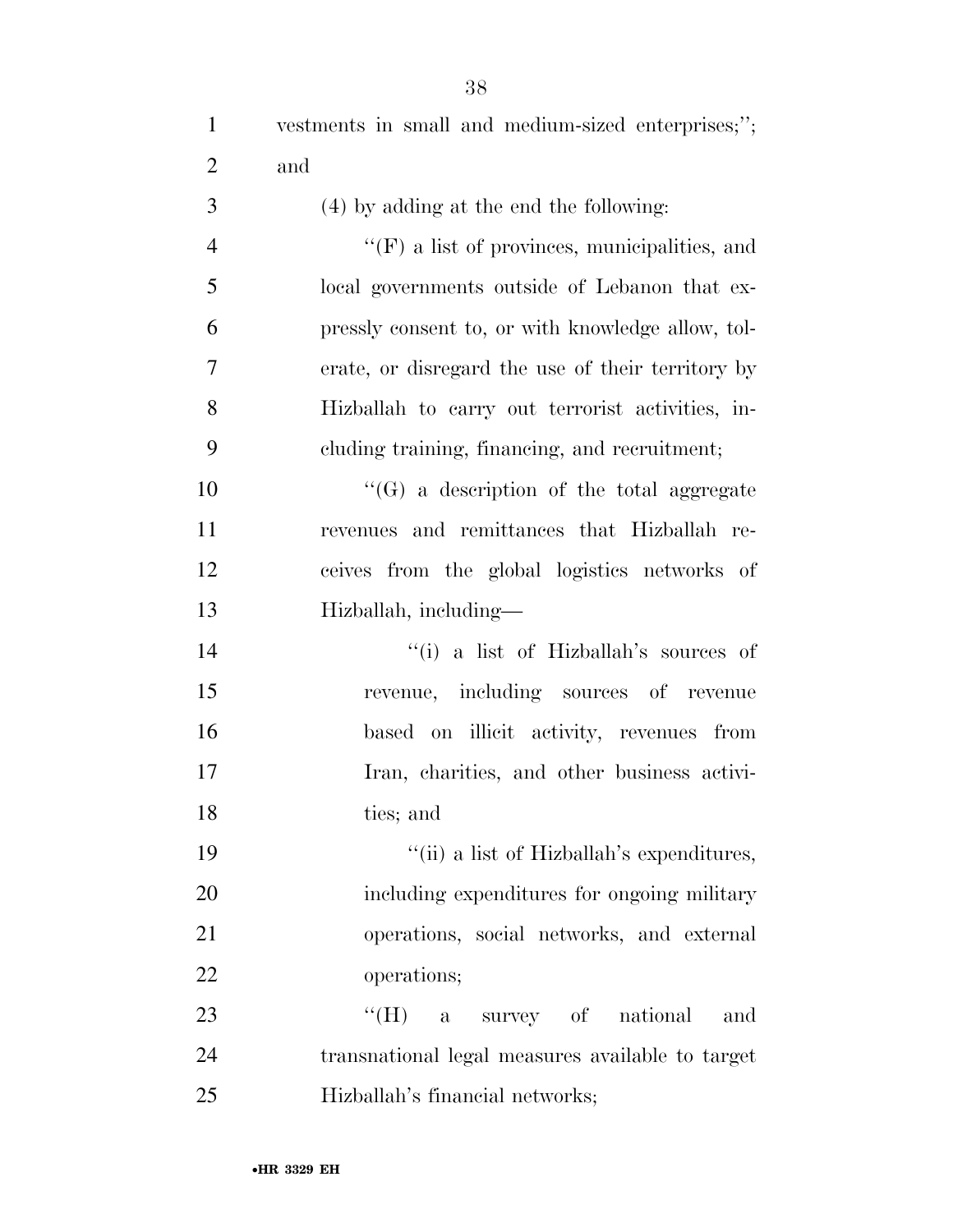vestments in small and medium-sized enterprises;''; and

(4) by adding at the end the following:

''(F) a list of provinces, municipalities, and local governments outside of Lebanon that expressly consent to, or with knowledge allow, tolerate, or disregard the use of their territory by Hizballah to carry out terrorist activities, including training, financing, and recruitment;

''(G) a description of the total aggregate revenues and remittances that Hizballah receives from the global logistics networks of Hizballah, including—

''(i) a list of Hizballah's sources of revenue, including sources of revenue based on illicit activity, revenues from Iran, charities, and other business activities; and

''(ii) a list of Hizballah's expenditures, including expenditures for ongoing military operations, social networks, and external operations;

''(H) a survey of national and transnational legal measures available to target Hizballah's financial networks;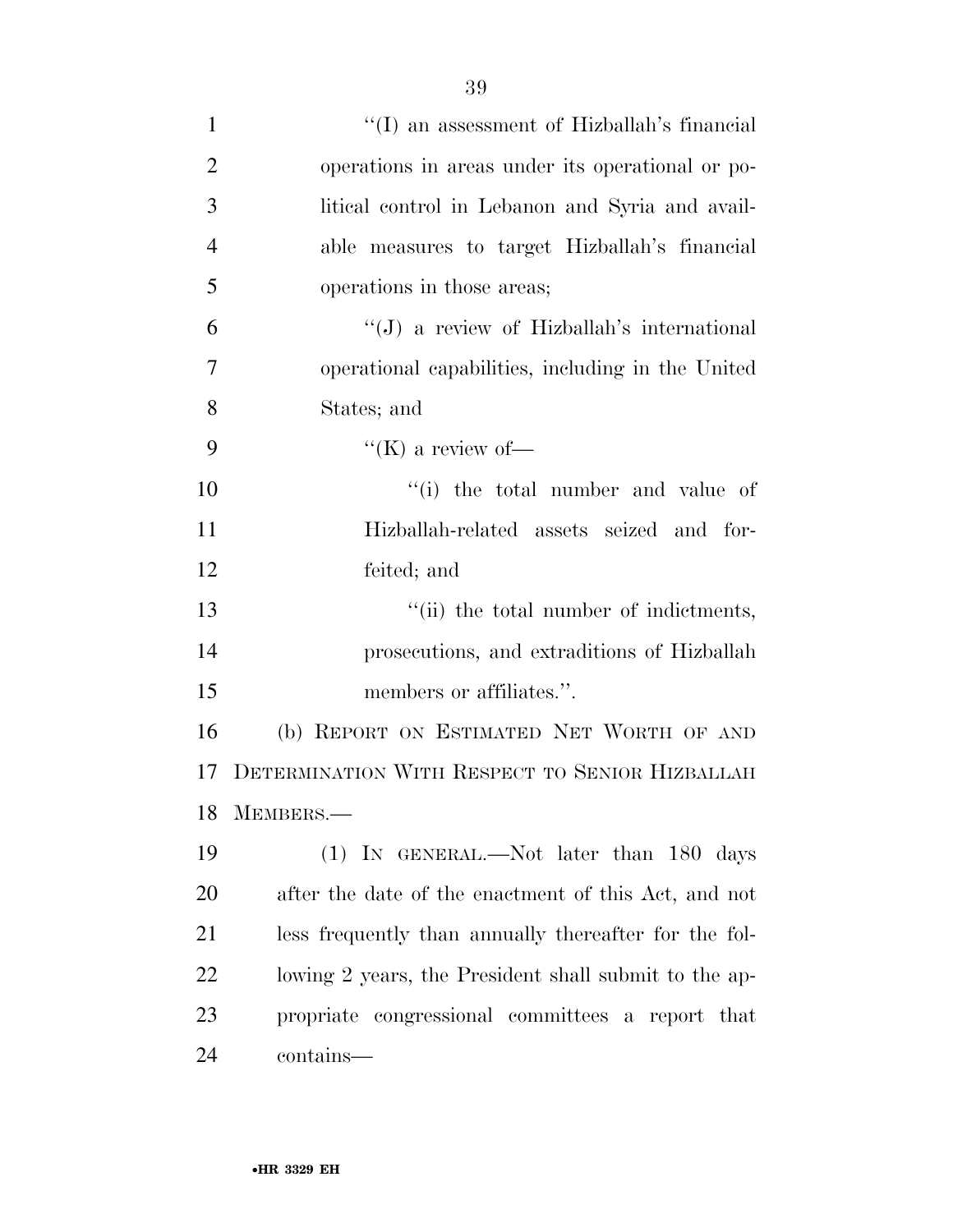''(I) an assessment of Hizballah's financial operations in areas under its operational or political control in Lebanon and Syria and available measures to target Hizballah's financial operations in those areas;

''(J) a review of Hizballah's international operational capabilities, including in the United States; and

''(K) a review of—

''(i) the total number and value of Hizballah-related assets seized and forfeited; and

''(ii) the total number of indictments, prosecutions, and extraditions of Hizballah members or affiliates.''.

(b) REPORT ON ESTIMATED NET WORTH OF AND DETERMINATION WITH RESPECT TO SENIOR HIZBALLAH MEMBERS.—

(1) IN GENERAL.—Not later than 180 days after the date of the enactment of this Act, and not less frequently than annually thereafter for the following 2 years, the President shall submit to the appropriate congressional committees a report that contains—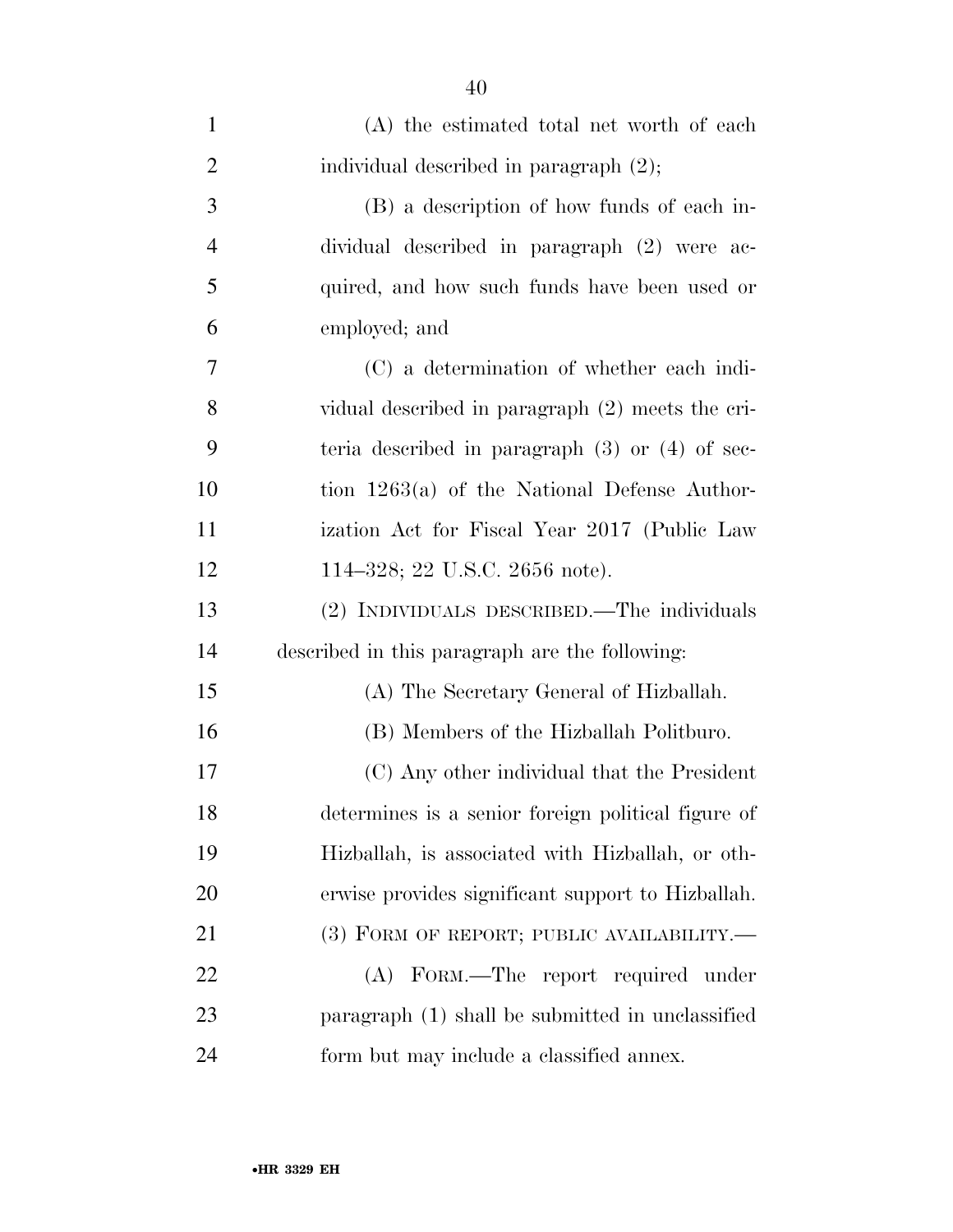(A) the estimated total net worth of each individual described in paragraph (2);

(B) a description of how funds of each individual described in paragraph (2) were acquired, and how such funds have been used or employed; and

(C) a determination of whether each individual described in paragraph (2) meets the criteria described in paragraph (3) or (4) of section 1263(a) of the National Defense Authorization Act for Fiscal Year 2017 (Public Law 114–328; 22 U.S.C. 2656 note).

(2) INDIVIDUALS DESCRIBED.—The individuals described in this paragraph are the following:

(A) The Secretary General of Hizballah.

(B) Members of the Hizballah Politburo.

(C) Any other individual that the President determines is a senior foreign political figure of Hizballah, is associated with Hizballah, or otherwise provides significant support to Hizballah.

(3) FORM OF REPORT; PUBLIC AVAILABILITY.—

(A) FORM.—The report required under paragraph (1) shall be submitted in unclassified form but may include a classified annex.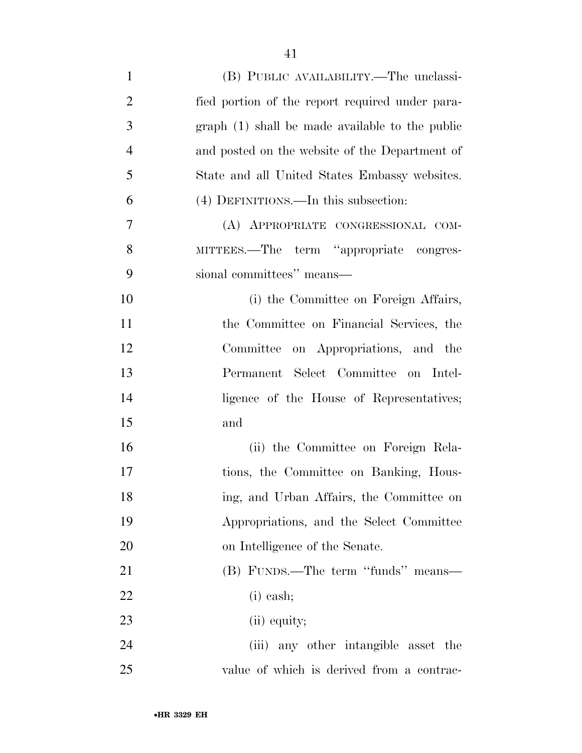(B) PUBLIC AVAILABILITY.—The unclassified portion of the report required under paragraph (1) shall be made available to the public and posted on the website of the Department of State and all United States Embassy websites.

(4) DEFINITIONS.—In this subsection:

(A) APPROPRIATE CONGRESSIONAL COMMITTEES.—The term "appropriate congressional committees" means—

(i) the Committee on Foreign Affairs, the Committee on Financial Services, the Committee on Appropriations, and the Permanent Select Committee on Intelligence of the House of Representatives; and

(ii) the Committee on Foreign Relations, the Committee on Banking, Housing, and Urban Affairs, the Committee on Appropriations, and the Select Committee on Intelligence of the Senate.

(B) FUNDS.—The term "funds" means—

(i) cash;

(ii) equity;

(iii) any other intangible asset the value of which is derived from a contrac-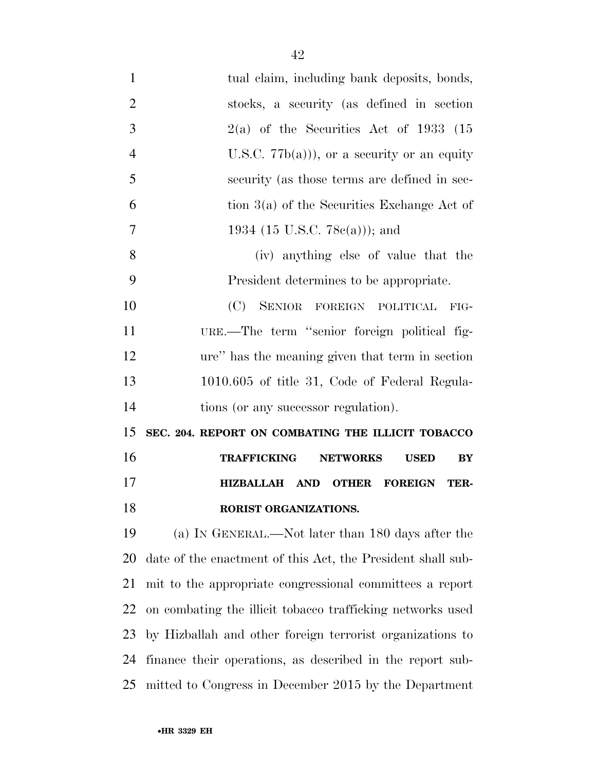tual claim, including bank deposits, bonds, stocks, a security (as defined in section 2(a) of the Securities Act of 1933 (15 U.S.C. 77b(a))), or a security or an equity security (as those terms are defined in section 3(a) of the Securities Exchange Act of 1934 (15 U.S.C. 78c(a))); and

(iv) anything else of value that the President determines to be appropriate.

(C) SENIOR FOREIGN POLITICAL FIGURE.—The term "senior foreign political figure" has the meaning given that term in section 1010.605 of title 31, Code of Federal Regulations (or any successor regulation).

**SEC. 204. REPORT ON COMBATING THE ILLICIT TOBACCO TRAFFICKING NETWORKS USED BY HIZBALLAH AND OTHER FOREIGN TERRORIST ORGANIZATIONS.**

(a) IN GENERAL.—Not later than 180 days after the date of the enactment of this Act, the President shall submit to the appropriate congressional committees a report on combating the illicit tobacco trafficking networks used by Hizballah and other foreign terrorist organizations to finance their operations, as described in the report submitted to Congress in December 2015 by the Department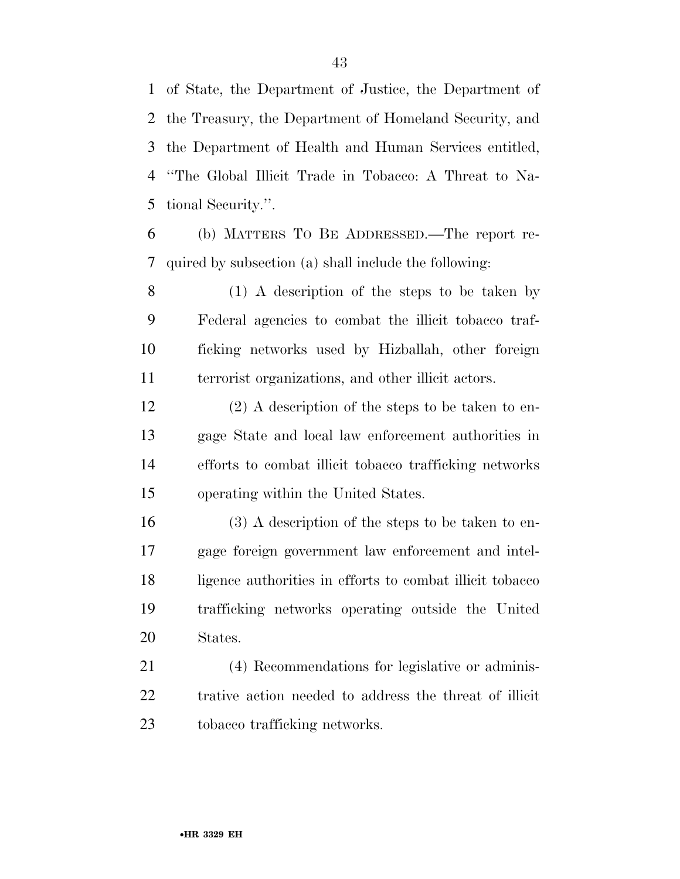of State, the Department of Justice, the Department of the Treasury, the Department of Homeland Security, and the Department of Health and Human Services entitled, ''The Global Illicit Trade in Tobacco: A Threat to National Security.''.

(b) MATTERS TO BE ADDRESSED.—The report required by subsection (a) shall include the following:

(1) A description of the steps to be taken by Federal agencies to combat the illicit tobacco trafficking networks used by Hizballah, other foreign terrorist organizations, and other illicit actors.

(2) A description of the steps to be taken to engage State and local law enforcement authorities in efforts to combat illicit tobacco trafficking networks operating within the United States.

(3) A description of the steps to be taken to engage foreign government law enforcement and intelligence authorities in efforts to combat illicit tobacco trafficking networks operating outside the United States.

(4) Recommendations for legislative or administrative action needed to address the threat of illicit tobacco trafficking networks.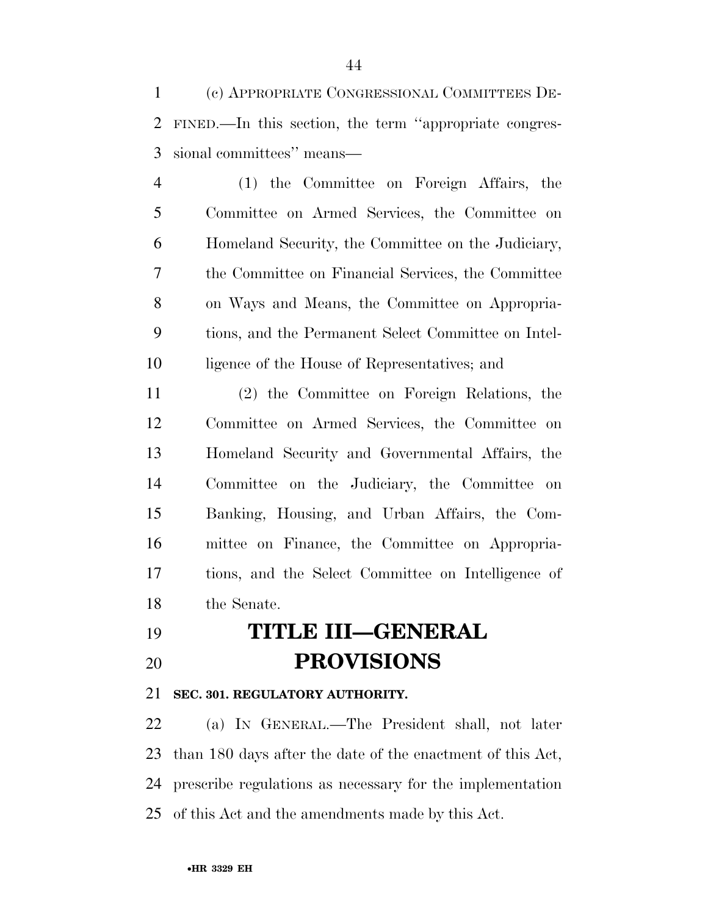(c) APPROPRIATE CONGRESSIONAL COMMITTEES DEFINED.—In this section, the term ''appropriate congressional committees'' means—

(1) the Committee on Foreign Affairs, the Committee on Armed Services, the Committee on Homeland Security, the Committee on the Judiciary, the Committee on Financial Services, the Committee on Ways and Means, the Committee on Appropriations, and the Permanent Select Committee on Intelligence of the House of Representatives; and

(2) the Committee on Foreign Relations, the Committee on Armed Services, the Committee on Homeland Security and Governmental Affairs, the Committee on the Judiciary, the Committee on Banking, Housing, and Urban Affairs, the Committee on Finance, the Committee on Appropriations, and the Select Committee on Intelligence of the Senate.

# TITLE III—GENERAL PROVISIONS

**SEC. 301. REGULATORY AUTHORITY.**

(a) IN GENERAL.—The President shall, not later than 180 days after the date of the enactment of this Act, prescribe regulations as necessary for the implementation of this Act and the amendments made by this Act.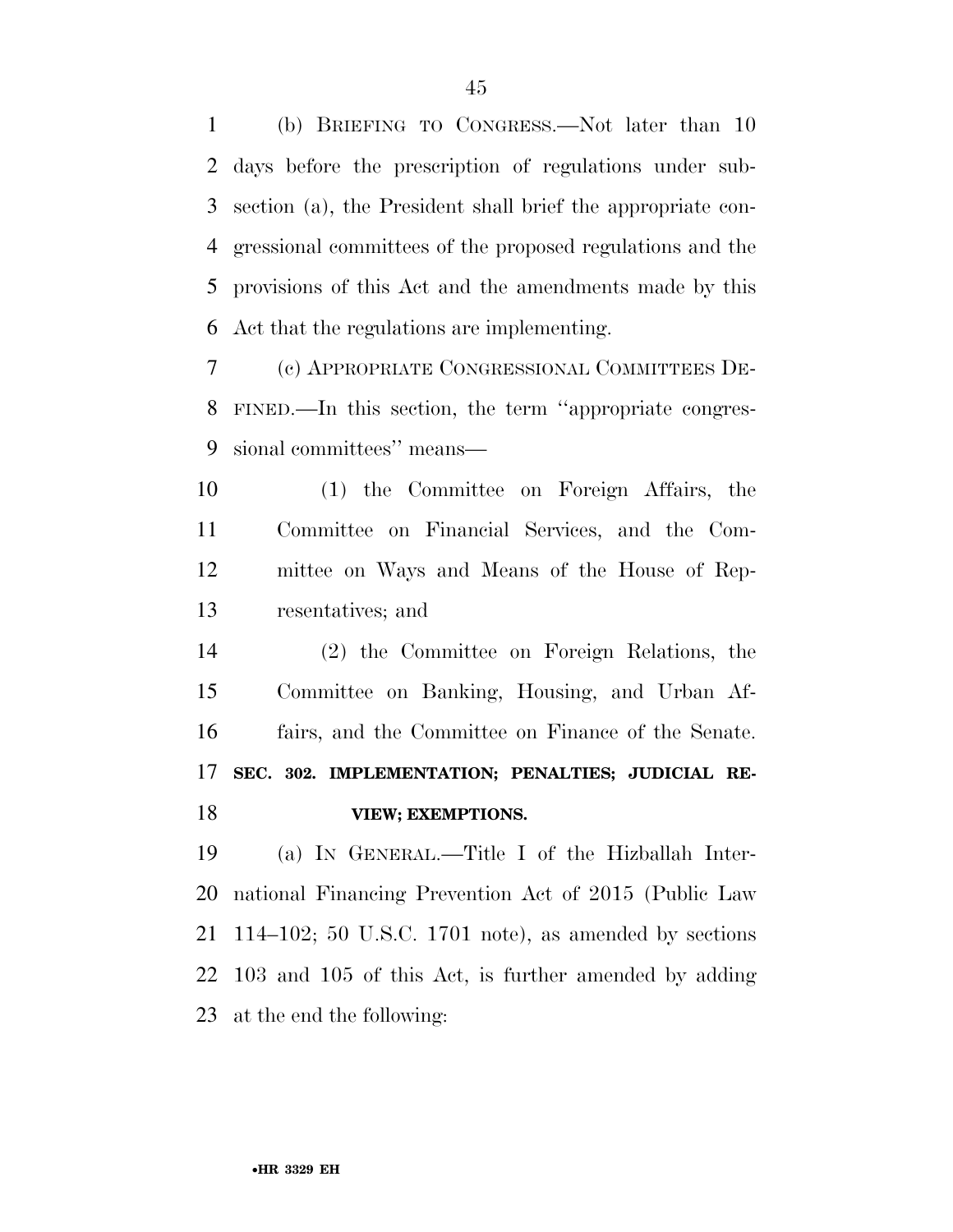(b) BRIEFING TO CONGRESS.—Not later than 10 days before the prescription of regulations under subsection (a), the President shall brief the appropriate congressional committees of the proposed regulations and the provisions of this Act and the amendments made by this Act that the regulations are implementing.

(c) APPROPRIATE CONGRESSIONAL COMMITTEES DEFINED.—In this section, the term ''appropriate congressional committees'' means—

(1) the Committee on Foreign Affairs, the Committee on Financial Services, and the Committee on Ways and Means of the House of Representatives; and

(2) the Committee on Foreign Relations, the Committee on Banking, Housing, and Urban Affairs, and the Committee on Finance of the Senate.

**SEC. 302. IMPLEMENTATION; PENALTIES; JUDICIAL REVIEW; EXEMPTIONS.**

(a) IN GENERAL.—Title I of the Hizballah International Financing Prevention Act of 2015 (Public Law 114–102; 50 U.S.C. 1701 note), as amended by sections 103 and 105 of this Act, is further amended by adding at the end the following: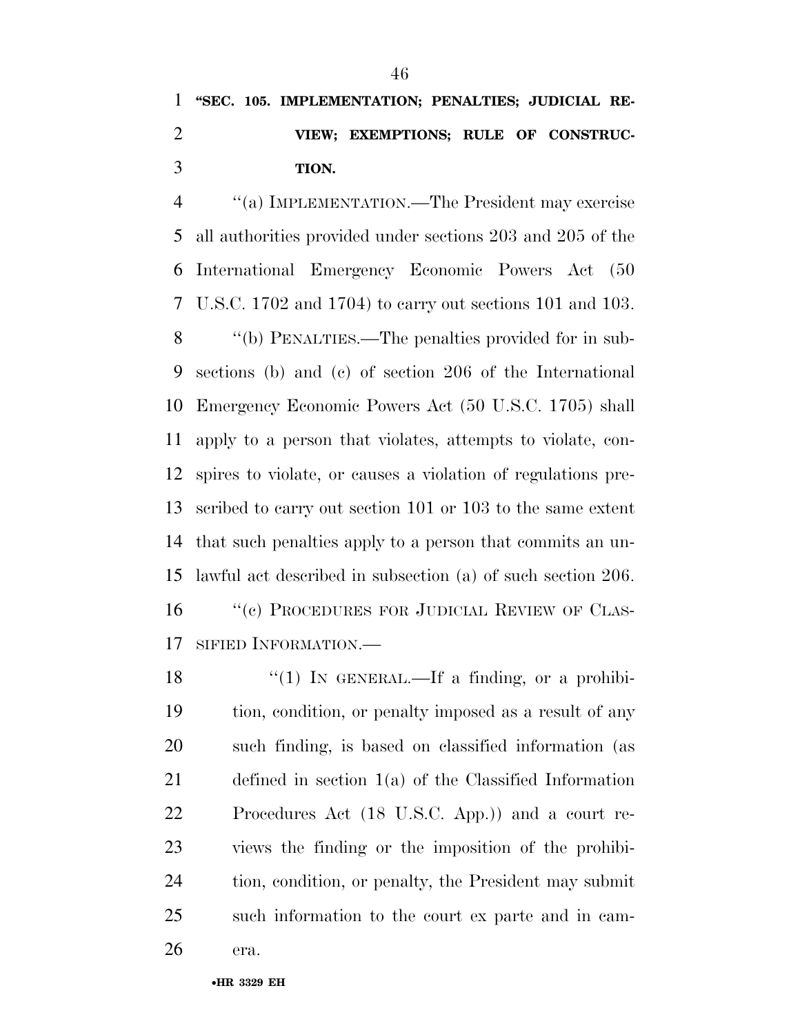**"SEC. 105. IMPLEMENTATION; PENALTIES; JUDICIAL REVIEW; EXEMPTIONS; RULE OF CONSTRUCTION.**

"(a) IMPLEMENTATION.—The President may exercise all authorities provided under sections 203 and 205 of the International Emergency Economic Powers Act (50 U.S.C. 1702 and 1704) to carry out sections 101 and 103.

"(b) PENALTIES.—The penalties provided for in subsections (b) and (c) of section 206 of the International Emergency Economic Powers Act (50 U.S.C. 1705) shall apply to a person that violates, attempts to violate, conspires to violate, or causes a violation of regulations prescribed to carry out section 101 or 103 to the same extent that such penalties apply to a person that commits an unlawful act described in subsection (a) of such section 206.

"(c) PROCEDURES FOR JUDICIAL REVIEW OF CLASSIFIED INFORMATION.—

"(1) IN GENERAL.—If a finding, or a prohibition, condition, or penalty imposed as a result of any such finding, is based on classified information (as defined in section 1(a) of the Classified Information Procedures Act (18 U.S.C. App.)) and a court reviews the finding or the imposition of the prohibition, condition, or penalty, the President may submit such information to the court ex parte and in camera.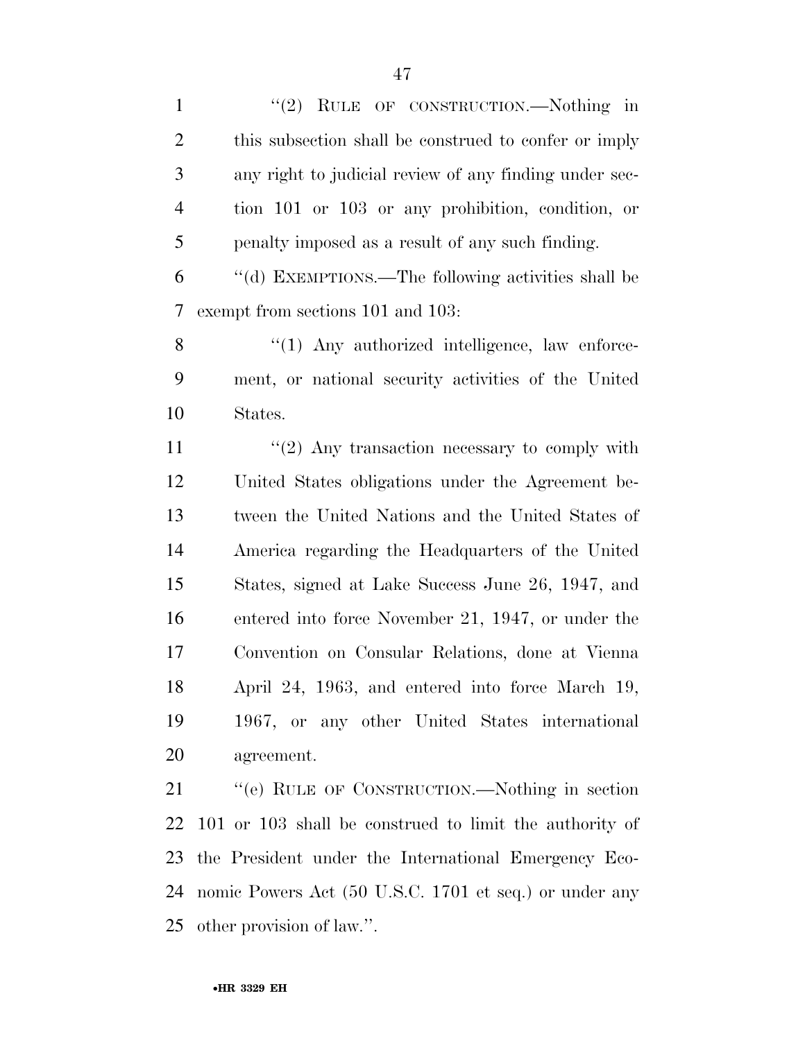''(2) RULE OF CONSTRUCTION.—Nothing in this subsection shall be construed to confer or imply any right to judicial review of any finding under section 101 or 103 or any prohibition, condition, or penalty imposed as a result of any such finding.

''(d) EXEMPTIONS.—The following activities shall be exempt from sections 101 and 103:

''(1) Any authorized intelligence, law enforcement, or national security activities of the United States.

''(2) Any transaction necessary to comply with United States obligations under the Agreement between the United Nations and the United States of America regarding the Headquarters of the United States, signed at Lake Success June 26, 1947, and entered into force November 21, 1947, or under the Convention on Consular Relations, done at Vienna April 24, 1963, and entered into force March 19, 1967, or any other United States international agreement.

''(e) RULE OF CONSTRUCTION.—Nothing in section 101 or 103 shall be construed to limit the authority of the President under the International Emergency Economic Powers Act (50 U.S.C. 1701 et seq.) or under any other provision of law.''.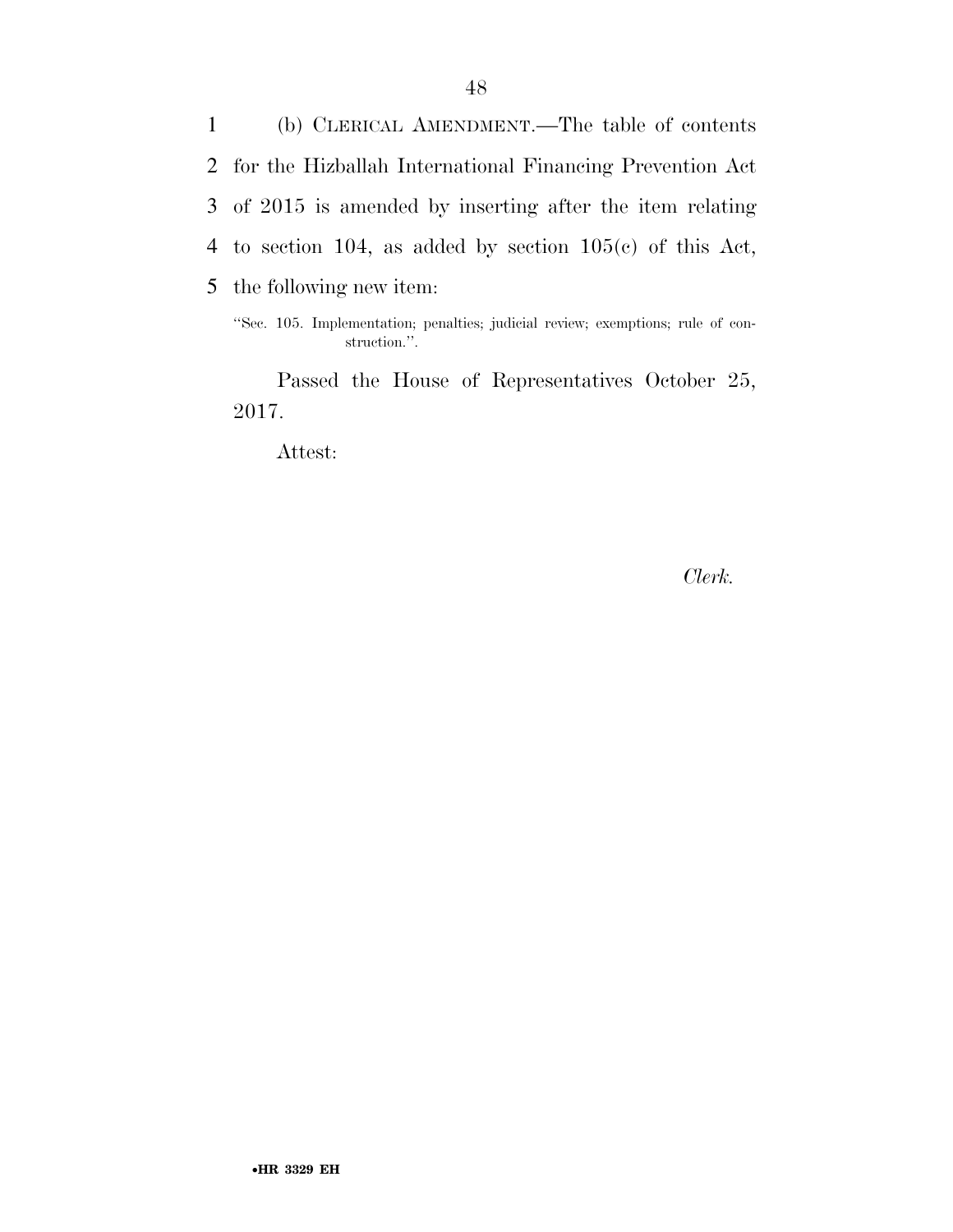(b) CLERICAL AMENDMENT.—The table of contents for the Hizballah International Financing Prevention Act of 2015 is amended by inserting after the item relating to section 104, as added by section 105(c) of this Act, the following new item:

"Sec. 105. Implementation; penalties; judicial review; exemptions; rule of construction.".

Passed the House of Representatives October 25, 2017.

Attest:

*Clerk.*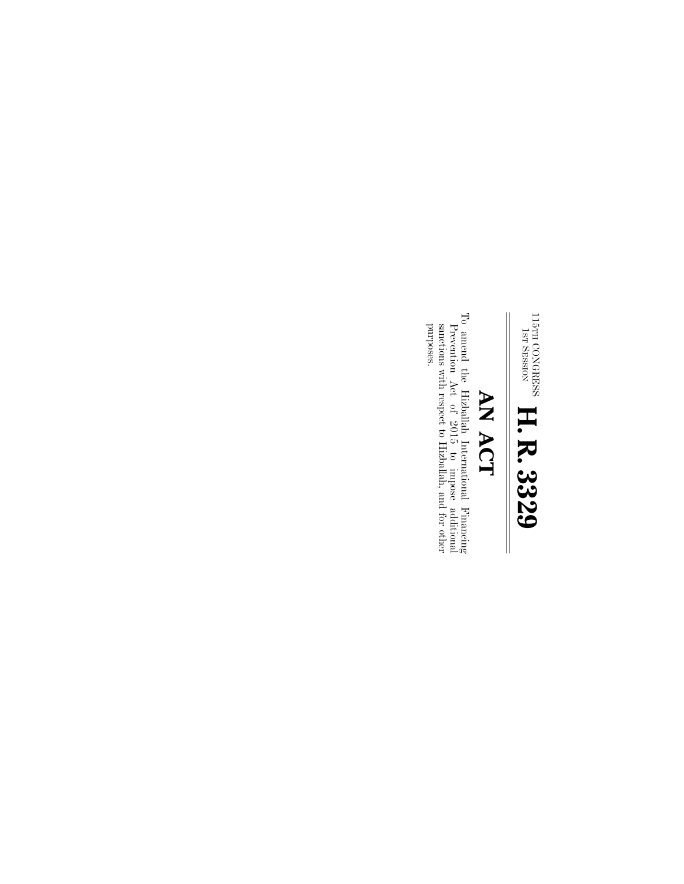115TH CONGRESS
1ST SESSION

# H. R. 3329

---

# AN ACT

To amend the Hizballah International Financing Prevention Act of 2015 to impose additional sanctions with respect to Hizballah, and for other purposes.